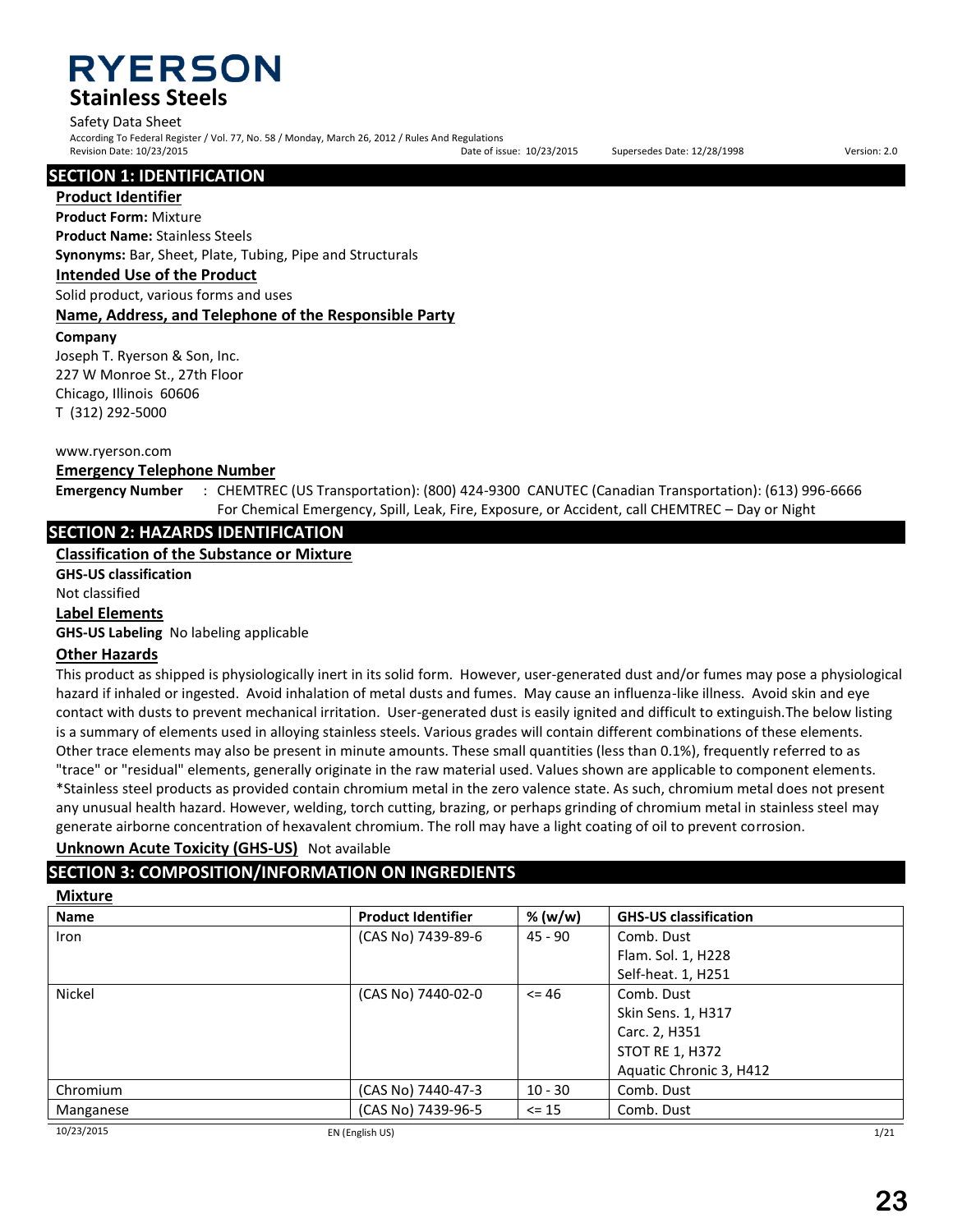# RYERSON

## Stainless Steels

Safety Data Sheet

According To Federal Register / Vol. 77, No. 58 / Monday, March 26, 2012 / Rules And Regulations

Revision Date: 10/23/2015 Date of issue: 10/23/2015 Supersedes Date: 12/28/1998 Version: 2.0

## SECTION 1: IDENTIFICATION

### Product Identifier

**Product Form:** Mixture

**Product Name:** Stainless Steels

**Synonyms:** Bar, Sheet, Plate, Tubing, Pipe and Structurals

### Intended Use of the Product

Solid product, various forms and uses

### Name, Address, and Telephone of the Responsible Party

**Company**

Joseph T. Ryerson & Son, Inc.
227 W Monroe St., 27th Floor
Chicago, Illinois 60606
T (312) 292-5000

www.ryerson.com

### Emergency Telephone Number

**Emergency Number** : CHEMTREC (US Transportation): (800) 424-9300 CANUTEC (Canadian Transportation): (613) 996-6666
For Chemical Emergency, Spill, Leak, Fire, Exposure, or Accident, call CHEMTREC – Day or Night

## SECTION 2: HAZARDS IDENTIFICATION

### Classification of the Substance or Mixture

**GHS-US classification**

Not classified

### Label Elements

**GHS-US Labeling** No labeling applicable

### Other Hazards

This product as shipped is physiologically inert in its solid form. However, user-generated dust and/or fumes may pose a physiological hazard if inhaled or ingested. Avoid inhalation of metal dusts and fumes. May cause an influenza-like illness. Avoid skin and eye contact with dusts to prevent mechanical irritation. User-generated dust is easily ignited and difficult to extinguish.The below listing is a summary of elements used in alloying stainless steels. Various grades will contain different combinations of these elements. Other trace elements may also be present in minute amounts. These small quantities (less than 0.1%), frequently referred to as "trace" or "residual" elements, generally originate in the raw material used. Values shown are applicable to component elements. *Stainless steel products as provided contain chromium metal in the zero valence state. As such, chromium metal does not present any unusual health hazard. However, welding, torch cutting, brazing, or perhaps grinding of chromium metal in stainless steel may generate airborne concentration of hexavalent chromium. The roll may have a light coating of oil to prevent corrosion.

### Unknown Acute Toxicity (GHS-US) Not available

## SECTION 3: COMPOSITION/INFORMATION ON INGREDIENTS

### Mixture

| Name | Product Identifier | % (w/w) | GHS-US classification |
|---|---|---|---|
| Iron | (CAS No) 7439-89-6 | 45 - 90 | Comb. Dust<br>Flam. Sol. 1, H228<br>Self-heat. 1, H251 |
| Nickel | (CAS No) 7440-02-0 | <= 46 | Comb. Dust<br>Skin Sens. 1, H317<br>Carc. 2, H351<br>STOT RE 1, H372<br>Aquatic Chronic 3, H412 |
| Chromium | (CAS No) 7440-47-3 | 10 - 30 | Comb. Dust |
| Manganese | (CAS No) 7439-96-5 | <= 15 | Comb. Dust |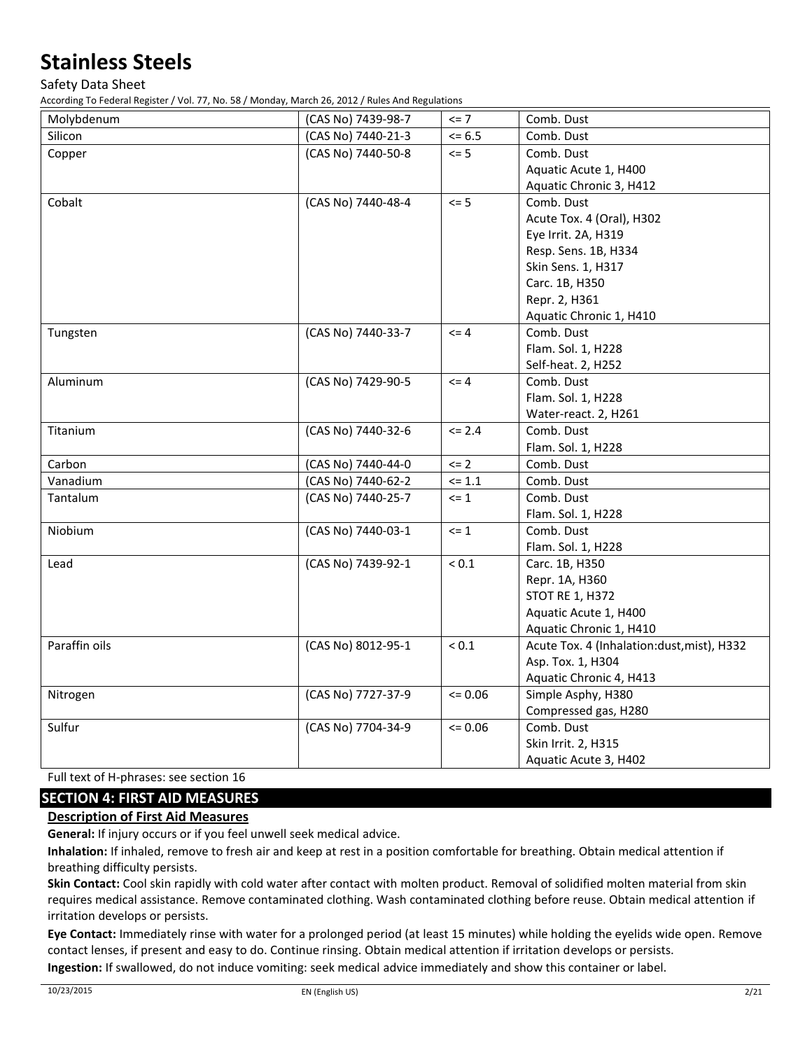| Molybdenum | (CAS No) 7439-98-7 | <= 7 | Comb. Dust |
|---|---|---|---|
| Silicon | (CAS No) 7440-21-3 | <= 6.5 | Comb. Dust |
| Copper | (CAS No) 7440-50-8 | <= 5 | Comb. Dust<br>Aquatic Acute 1, H400<br>Aquatic Chronic 3, H412 |
| Cobalt | (CAS No) 7440-48-4 | <= 5 | Comb. Dust<br>Acute Tox. 4 (Oral), H302<br>Eye Irrit. 2A, H319<br>Resp. Sens. 1B, H334<br>Skin Sens. 1, H317<br>Carc. 1B, H350<br>Repr. 2, H361<br>Aquatic Chronic 1, H410 |
| Tungsten | (CAS No) 7440-33-7 | <= 4 | Comb. Dust<br>Flam. Sol. 1, H228<br>Self-heat. 2, H252 |
| Aluminum | (CAS No) 7429-90-5 | <= 4 | Comb. Dust<br>Flam. Sol. 1, H228<br>Water-react. 2, H261 |
| Titanium | (CAS No) 7440-32-6 | <= 2.4 | Comb. Dust<br>Flam. Sol. 1, H228 |
| Carbon | (CAS No) 7440-44-0 | <= 2 | Comb. Dust |
| Vanadium | (CAS No) 7440-62-2 | <= 1.1 | Comb. Dust |
| Tantalum | (CAS No) 7440-25-7 | <= 1 | Comb. Dust<br>Flam. Sol. 1, H228 |
| Niobium | (CAS No) 7440-03-1 | <= 1 | Comb. Dust<br>Flam. Sol. 1, H228 |
| Lead | (CAS No) 7439-92-1 | < 0.1 | Carc. 1B, H350<br>Repr. 1A, H360<br>STOT RE 1, H372<br>Aquatic Acute 1, H400<br>Aquatic Chronic 1, H410 |
| Paraffin oils | (CAS No) 8012-95-1 | < 0.1 | Acute Tox. 4 (Inhalation:dust,mist), H332<br>Asp. Tox. 1, H304<br>Aquatic Chronic 4, H413 |
| Nitrogen | (CAS No) 7727-37-9 | <= 0.06 | Simple Asphy, H380<br>Compressed gas, H280 |
| Sulfur | (CAS No) 7704-34-9 | <= 0.06 | Comb. Dust<br>Skin Irrit. 2, H315<br>Aquatic Acute 3, H402 |

Full text of H-phrases: see section 16

## SECTION 4: FIRST AID MEASURES

### Description of First Aid Measures

**General:** If injury occurs or if you feel unwell seek medical advice.

**Inhalation:** If inhaled, remove to fresh air and keep at rest in a position comfortable for breathing. Obtain medical attention if breathing difficulty persists.

**Skin Contact:** Cool skin rapidly with cold water after contact with molten product. Removal of solidified molten material from skin requires medical assistance. Remove contaminated clothing. Wash contaminated clothing before reuse. Obtain medical attention if irritation develops or persists.

**Eye Contact:** Immediately rinse with water for a prolonged period (at least 15 minutes) while holding the eyelids wide open. Remove contact lenses, if present and easy to do. Continue rinsing. Obtain medical attention if irritation develops or persists.

**Ingestion:** If swallowed, do not induce vomiting: seek medical advice immediately and show this container or label.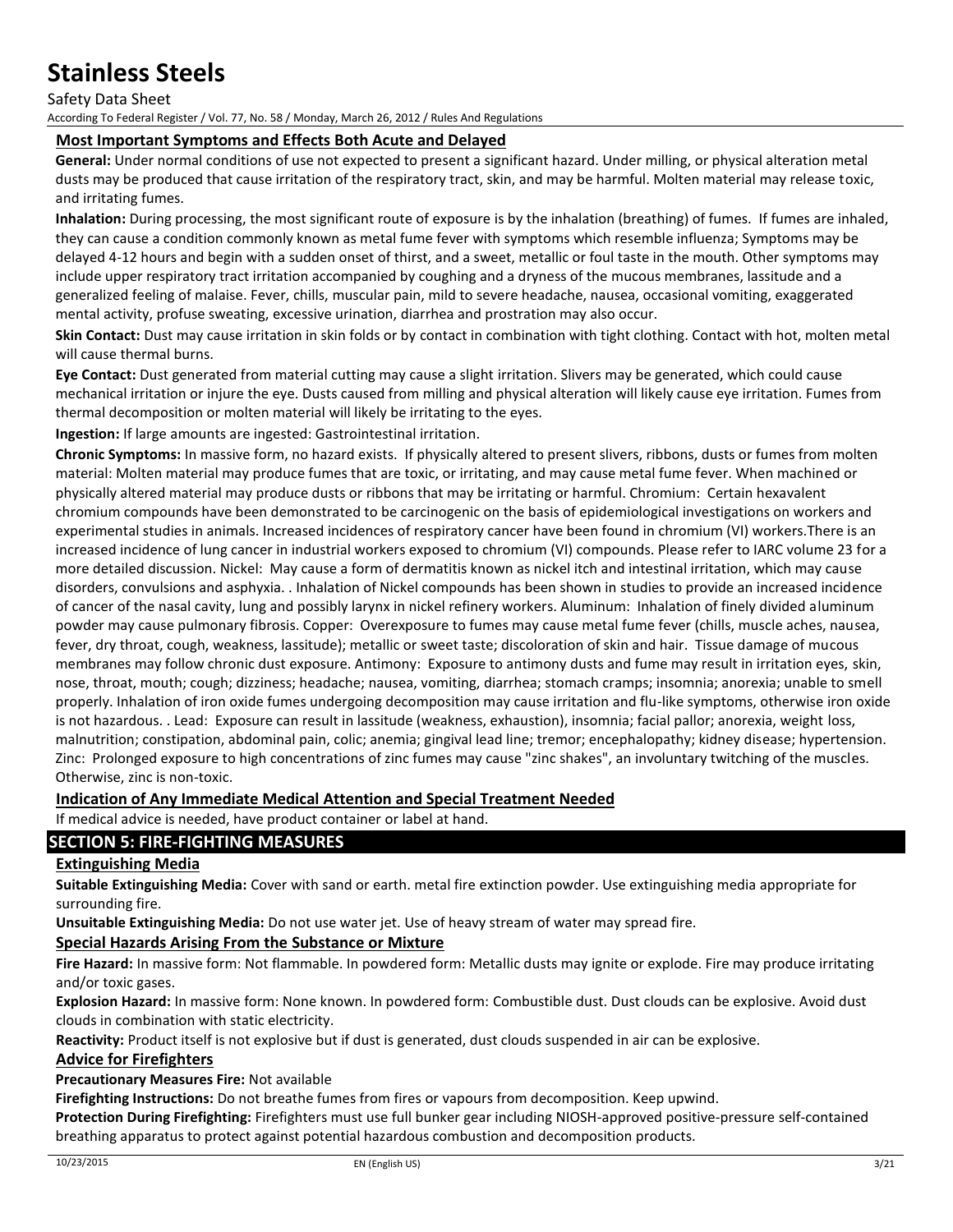### Most Important Symptoms and Effects Both Acute and Delayed

**General:** Under normal conditions of use not expected to present a significant hazard. Under milling, or physical alteration metal dusts may be produced that cause irritation of the respiratory tract, skin, and may be harmful. Molten material may release toxic, and irritating fumes.

**Inhalation:** During processing, the most significant route of exposure is by the inhalation (breathing) of fumes. If fumes are inhaled, they can cause a condition commonly known as metal fume fever with symptoms which resemble influenza; Symptoms may be delayed 4-12 hours and begin with a sudden onset of thirst, and a sweet, metallic or foul taste in the mouth. Other symptoms may include upper respiratory tract irritation accompanied by coughing and a dryness of the mucous membranes, lassitude and a generalized feeling of malaise. Fever, chills, muscular pain, mild to severe headache, nausea, occasional vomiting, exaggerated mental activity, profuse sweating, excessive urination, diarrhea and prostration may also occur.

**Skin Contact:** Dust may cause irritation in skin folds or by contact in combination with tight clothing. Contact with hot, molten metal will cause thermal burns.

**Eye Contact:** Dust generated from material cutting may cause a slight irritation. Slivers may be generated, which could cause mechanical irritation or injure the eye. Dusts caused from milling and physical alteration will likely cause eye irritation. Fumes from thermal decomposition or molten material will likely be irritating to the eyes.

**Ingestion:** If large amounts are ingested: Gastrointestinal irritation.

**Chronic Symptoms:** In massive form, no hazard exists. If physically altered to present slivers, ribbons, dusts or fumes from molten material: Molten material may produce fumes that are toxic, or irritating, and may cause metal fume fever. When machined or physically altered material may produce dusts or ribbons that may be irritating or harmful. Chromium: Certain hexavalent chromium compounds have been demonstrated to be carcinogenic on the basis of epidemiological investigations on workers and experimental studies in animals. Increased incidences of respiratory cancer have been found in chromium (VI) workers.There is an increased incidence of lung cancer in industrial workers exposed to chromium (VI) compounds. Please refer to IARC volume 23 for a more detailed discussion. Nickel: May cause a form of dermatitis known as nickel itch and intestinal irritation, which may cause disorders, convulsions and asphyxia. . Inhalation of Nickel compounds has been shown in studies to provide an increased incidence of cancer of the nasal cavity, lung and possibly larynx in nickel refinery workers. Aluminum: Inhalation of finely divided aluminum powder may cause pulmonary fibrosis. Copper: Overexposure to fumes may cause metal fume fever (chills, muscle aches, nausea, fever, dry throat, cough, weakness, lassitude); metallic or sweet taste; discoloration of skin and hair. Tissue damage of mucous membranes may follow chronic dust exposure. Antimony: Exposure to antimony dusts and fume may result in irritation eyes, skin, nose, throat, mouth; cough; dizziness; headache; nausea, vomiting, diarrhea; stomach cramps; insomnia; anorexia; unable to smell properly. Inhalation of iron oxide fumes undergoing decomposition may cause irritation and flu-like symptoms, otherwise iron oxide is not hazardous. . Lead: Exposure can result in lassitude (weakness, exhaustion), insomnia; facial pallor; anorexia, weight loss, malnutrition; constipation, abdominal pain, colic; anemia; gingival lead line; tremor; encephalopathy; kidney disease; hypertension. Zinc: Prolonged exposure to high concentrations of zinc fumes may cause "zinc shakes", an involuntary twitching of the muscles. Otherwise, zinc is non-toxic.

### Indication of Any Immediate Medical Attention and Special Treatment Needed

If medical advice is needed, have product container or label at hand.

## SECTION 5: FIRE-FIGHTING MEASURES

### Extinguishing Media

**Suitable Extinguishing Media:** Cover with sand or earth. metal fire extinction powder. Use extinguishing media appropriate for surrounding fire.

**Unsuitable Extinguishing Media:** Do not use water jet. Use of heavy stream of water may spread fire.

### Special Hazards Arising From the Substance or Mixture

**Fire Hazard:** In massive form: Not flammable. In powdered form: Metallic dusts may ignite or explode. Fire may produce irritating and/or toxic gases.

**Explosion Hazard:** In massive form: None known. In powdered form: Combustible dust. Dust clouds can be explosive. Avoid dust clouds in combination with static electricity.

**Reactivity:** Product itself is not explosive but if dust is generated, dust clouds suspended in air can be explosive.

### Advice for Firefighters

**Precautionary Measures Fire:** Not available

**Firefighting Instructions:** Do not breathe fumes from fires or vapours from decomposition. Keep upwind.

**Protection During Firefighting:** Firefighters must use full bunker gear including NIOSH-approved positive-pressure self-contained breathing apparatus to protect against potential hazardous combustion and decomposition products.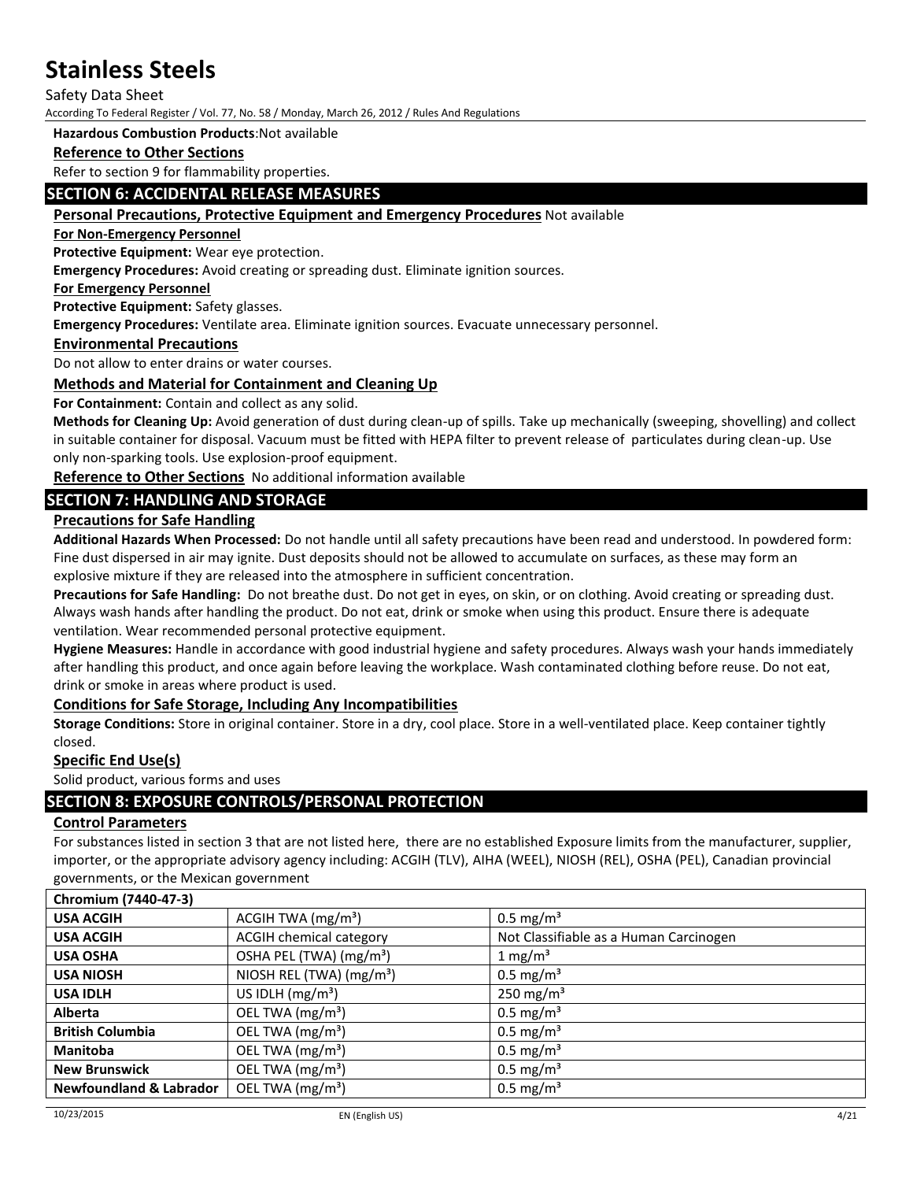**Hazardous Combustion Products**:Not available

**Reference to Other Sections**

Refer to section 9 for flammability properties.

## SECTION 6: ACCIDENTAL RELEASE MEASURES

**Personal Precautions, Protective Equipment and Emergency Procedures** Not available

**For Non-Emergency Personnel**

**Protective Equipment:** Wear eye protection.

**Emergency Procedures:** Avoid creating or spreading dust. Eliminate ignition sources.

**For Emergency Personnel**

**Protective Equipment:** Safety glasses.

**Emergency Procedures:** Ventilate area. Eliminate ignition sources. Evacuate unnecessary personnel.

**Environmental Precautions**

Do not allow to enter drains or water courses.

**Methods and Material for Containment and Cleaning Up**

**For Containment:** Contain and collect as any solid.

**Methods for Cleaning Up:** Avoid generation of dust during clean-up of spills. Take up mechanically (sweeping, shovelling) and collect in suitable container for disposal. Vacuum must be fitted with HEPA filter to prevent release of particulates during clean-up. Use only non-sparking tools. Use explosion-proof equipment.

**Reference to Other Sections** No additional information available

## SECTION 7: HANDLING AND STORAGE

**Precautions for Safe Handling**

**Additional Hazards When Processed:** Do not handle until all safety precautions have been read and understood. In powdered form: Fine dust dispersed in air may ignite. Dust deposits should not be allowed to accumulate on surfaces, as these may form an explosive mixture if they are released into the atmosphere in sufficient concentration.

**Precautions for Safe Handling:** Do not breathe dust. Do not get in eyes, on skin, or on clothing. Avoid creating or spreading dust. Always wash hands after handling the product. Do not eat, drink or smoke when using this product. Ensure there is adequate ventilation. Wear recommended personal protective equipment.

**Hygiene Measures:** Handle in accordance with good industrial hygiene and safety procedures. Always wash your hands immediately after handling this product, and once again before leaving the workplace. Wash contaminated clothing before reuse. Do not eat, drink or smoke in areas where product is used.

**Conditions for Safe Storage, Including Any Incompatibilities**

**Storage Conditions:** Store in original container. Store in a dry, cool place. Store in a well-ventilated place. Keep container tightly closed.

**Specific End Use(s)**

Solid product, various forms and uses

## SECTION 8: EXPOSURE CONTROLS/PERSONAL PROTECTION

**Control Parameters**

For substances listed in section 3 that are not listed here, there are no established Exposure limits from the manufacturer, supplier, importer, or the appropriate advisory agency including: ACGIH (TLV), AIHA (WEEL), NIOSH (REL), OSHA (PEL), Canadian provincial governments, or the Mexican government

| Chromium (7440-47-3) | | |
|---|---|---|
| **USA ACGIH** | ACGIH TWA ($mg/m^3$) | 0.5 $mg/m^3$ |
| **USA ACGIH** | ACGIH chemical category | Not Classifiable as a Human Carcinogen |
| **USA OSHA** | OSHA PEL (TWA) ($mg/m^3$) | 1 $mg/m^3$ |
| **USA NIOSH** | NIOSH REL (TWA) ($mg/m^3$) | 0.5 $mg/m^3$ |
| **USA IDLH** | US IDLH ($mg/m^3$) | 250 $mg/m^3$ |
| **Alberta** | OEL TWA ($mg/m^3$) | 0.5 $mg/m^3$ |
| **British Columbia** | OEL TWA ($mg/m^3$) | 0.5 $mg/m^3$ |
| **Manitoba** | OEL TWA ($mg/m^3$) | 0.5 $mg/m^3$ |
| **New Brunswick** | OEL TWA ($mg/m^3$) | 0.5 $mg/m^3$ |
| **Newfoundland & Labrador** | OEL TWA ($mg/m^3$) | 0.5 $mg/m^3$ |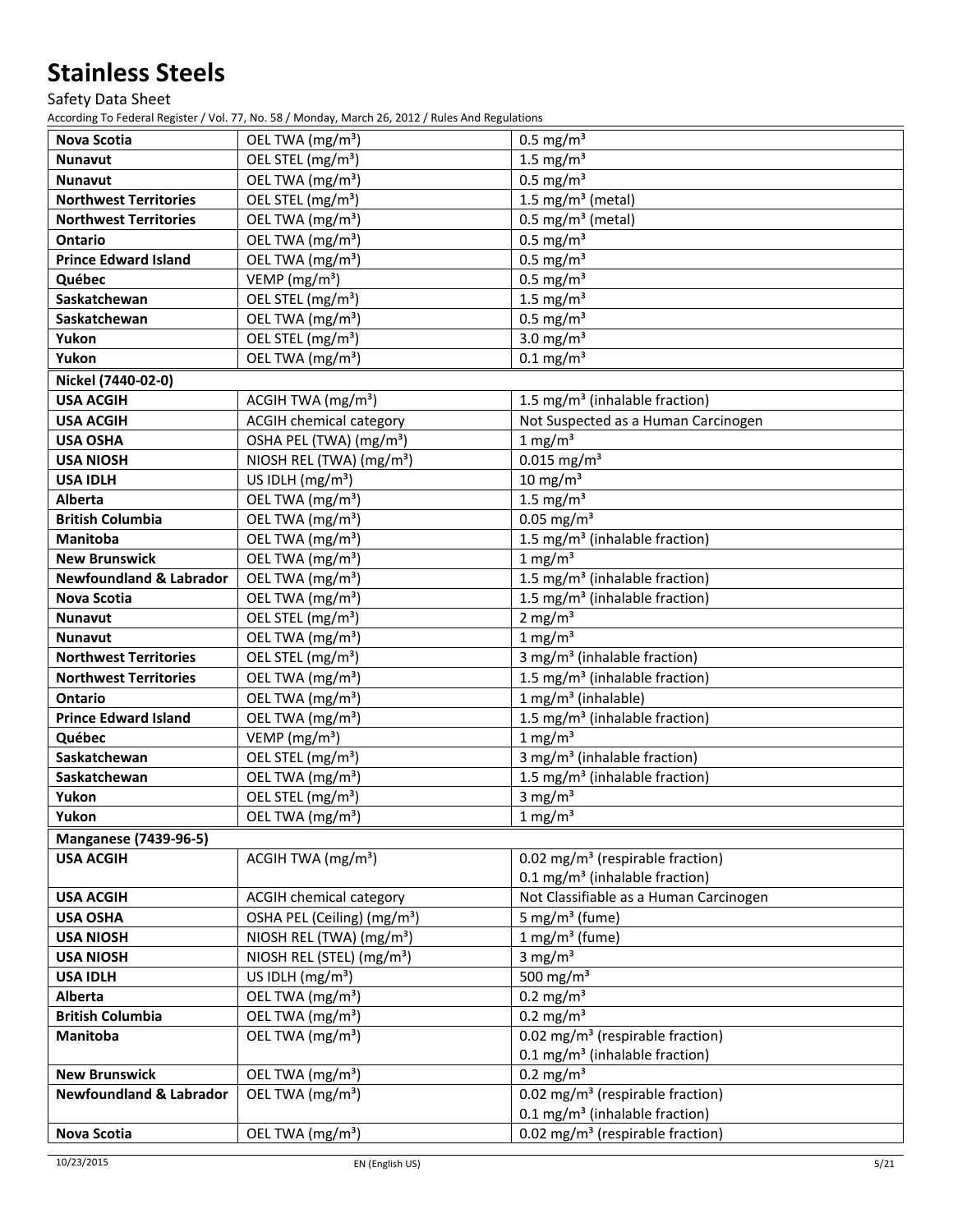| | | |
|---|---|---|
| **Nova Scotia** | OEL TWA (mg/m³) | 0.5 mg/m³ |
| **Nunavut** | OEL STEL (mg/m³) | 1.5 mg/m³ |
| **Nunavut** | OEL TWA (mg/m³) | 0.5 mg/m³ |
| **Northwest Territories** | OEL STEL (mg/m³) | 1.5 mg/m³ (metal) |
| **Northwest Territories** | OEL TWA (mg/m³) | 0.5 mg/m³ (metal) |
| **Ontario** | OEL TWA (mg/m³) | 0.5 mg/m³ |
| **Prince Edward Island** | OEL TWA (mg/m³) | 0.5 mg/m³ |
| **Québec** | VEMP (mg/m³) | 0.5 mg/m³ |
| **Saskatchewan** | OEL STEL (mg/m³) | 1.5 mg/m³ |
| **Saskatchewan** | OEL TWA (mg/m³) | 0.5 mg/m³ |
| **Yukon** | OEL STEL (mg/m³) | 3.0 mg/m³ |
| **Yukon** | OEL TWA (mg/m³) | 0.1 mg/m³ |
| **Nickel (7440-02-0)** | | |
| **USA ACGIH** | ACGIH TWA (mg/m³) | 1.5 mg/m³ (inhalable fraction) |
| **USA ACGIH** | ACGIH chemical category | Not Suspected as a Human Carcinogen |
| **USA OSHA** | OSHA PEL (TWA) (mg/m³) | 1 mg/m³ |
| **USA NIOSH** | NIOSH REL (TWA) (mg/m³) | 0.015 mg/m³ |
| **USA IDLH** | US IDLH (mg/m³) | 10 mg/m³ |
| **Alberta** | OEL TWA (mg/m³) | 1.5 mg/m³ |
| **British Columbia** | OEL TWA (mg/m³) | 0.05 mg/m³ |
| **Manitoba** | OEL TWA (mg/m³) | 1.5 mg/m³ (inhalable fraction) |
| **New Brunswick** | OEL TWA (mg/m³) | 1 mg/m³ |
| **Newfoundland & Labrador** | OEL TWA (mg/m³) | 1.5 mg/m³ (inhalable fraction) |
| **Nova Scotia** | OEL TWA (mg/m³) | 1.5 mg/m³ (inhalable fraction) |
| **Nunavut** | OEL STEL (mg/m³) | 2 mg/m³ |
| **Nunavut** | OEL TWA (mg/m³) | 1 mg/m³ |
| **Northwest Territories** | OEL STEL (mg/m³) | 3 mg/m³ (inhalable fraction) |
| **Northwest Territories** | OEL TWA (mg/m³) | 1.5 mg/m³ (inhalable fraction) |
| **Ontario** | OEL TWA (mg/m³) | 1 mg/m³ (inhalable) |
| **Prince Edward Island** | OEL TWA (mg/m³) | 1.5 mg/m³ (inhalable fraction) |
| **Québec** | VEMP (mg/m³) | 1 mg/m³ |
| **Saskatchewan** | OEL STEL (mg/m³) | 3 mg/m³ (inhalable fraction) |
| **Saskatchewan** | OEL TWA (mg/m³) | 1.5 mg/m³ (inhalable fraction) |
| **Yukon** | OEL STEL (mg/m³) | 3 mg/m³ |
| **Yukon** | OEL TWA (mg/m³) | 1 mg/m³ |
| **Manganese (7439-96-5)** | | |
| **USA ACGIH** | ACGIH TWA (mg/m³) | 0.02 mg/m³ (respirable fraction)<br>0.1 mg/m³ (inhalable fraction) |
| **USA ACGIH** | ACGIH chemical category | Not Classifiable as a Human Carcinogen |
| **USA OSHA** | OSHA PEL (Ceiling) (mg/m³) | 5 mg/m³ (fume) |
| **USA NIOSH** | NIOSH REL (TWA) (mg/m³) | 1 mg/m³ (fume) |
| **USA NIOSH** | NIOSH REL (STEL) (mg/m³) | 3 mg/m³ |
| **USA IDLH** | US IDLH (mg/m³) | 500 mg/m³ |
| **Alberta** | OEL TWA (mg/m³) | 0.2 mg/m³ |
| **British Columbia** | OEL TWA (mg/m³) | 0.2 mg/m³ |
| **Manitoba** | OEL TWA (mg/m³) | 0.02 mg/m³ (respirable fraction)<br>0.1 mg/m³ (inhalable fraction) |
| **New Brunswick** | OEL TWA (mg/m³) | 0.2 mg/m³ |
| **Newfoundland & Labrador** | OEL TWA (mg/m³) | 0.02 mg/m³ (respirable fraction)<br>0.1 mg/m³ (inhalable fraction) |
| **Nova Scotia** | OEL TWA (mg/m³) | 0.02 mg/m³ (respirable fraction) |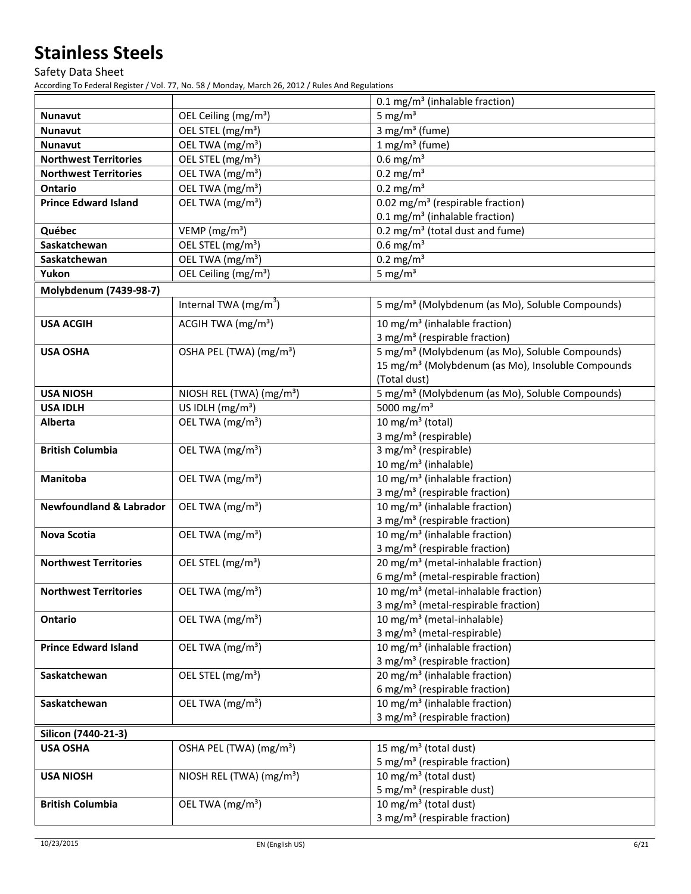| | | |
|---|---|---|
| | | 0.1 mg/m³ (inhalable fraction) |
| **Nunavut** | OEL Ceiling (mg/m³) | 5 mg/m³ |
| **Nunavut** | OEL STEL (mg/m³) | 3 mg/m³ (fume) |
| **Nunavut** | OEL TWA (mg/m³) | 1 mg/m³ (fume) |
| **Northwest Territories** | OEL STEL (mg/m³) | 0.6 mg/m³ |
| **Northwest Territories** | OEL TWA (mg/m³) | 0.2 mg/m³ |
| **Ontario** | OEL TWA (mg/m³) | 0.2 mg/m³ |
| **Prince Edward Island** | OEL TWA (mg/m³) | 0.02 mg/m³ (respirable fraction)<br>0.1 mg/m³ (inhalable fraction) |
| **Québec** | VEMP (mg/m³) | 0.2 mg/m³ (total dust and fume) |
| **Saskatchewan** | OEL STEL (mg/m³) | 0.6 mg/m³ |
| **Saskatchewan** | OEL TWA (mg/m³) | 0.2 mg/m³ |
| **Yukon** | OEL Ceiling (mg/m³) | 5 mg/m³ |
| **Molybdenum (7439-98-7)** | | |
| | Internal TWA (mg/m³) | 5 mg/m³ (Molybdenum (as Mo), Soluble Compounds) |
| **USA ACGIH** | ACGIH TWA (mg/m³) | 10 mg/m³ (inhalable fraction)<br>3 mg/m³ (respirable fraction) |
| **USA OSHA** | OSHA PEL (TWA) (mg/m³) | 5 mg/m³ (Molybdenum (as Mo), Soluble Compounds)<br>15 mg/m³ (Molybdenum (as Mo), Insoluble Compounds (Total dust) |
| **USA NIOSH** | NIOSH REL (TWA) (mg/m³) | 5 mg/m³ (Molybdenum (as Mo), Soluble Compounds) |
| **USA IDLH** | US IDLH (mg/m³) | 5000 mg/m³ |
| **Alberta** | OEL TWA (mg/m³) | 10 mg/m³ (total)<br>3 mg/m³ (respirable) |
| **British Columbia** | OEL TWA (mg/m³) | 3 mg/m³ (respirable)<br>10 mg/m³ (inhalable) |
| **Manitoba** | OEL TWA (mg/m³) | 10 mg/m³ (inhalable fraction)<br>3 mg/m³ (respirable fraction) |
| **Newfoundland & Labrador** | OEL TWA (mg/m³) | 10 mg/m³ (inhalable fraction)<br>3 mg/m³ (respirable fraction) |
| **Nova Scotia** | OEL TWA (mg/m³) | 10 mg/m³ (inhalable fraction)<br>3 mg/m³ (respirable fraction) |
| **Northwest Territories** | OEL STEL (mg/m³) | 20 mg/m³ (metal-inhalable fraction)<br>6 mg/m³ (metal-respirable fraction) |
| **Northwest Territories** | OEL TWA (mg/m³) | 10 mg/m³ (metal-inhalable fraction)<br>3 mg/m³ (metal-respirable fraction) |
| **Ontario** | OEL TWA (mg/m³) | 10 mg/m³ (metal-inhalable)<br>3 mg/m³ (metal-respirable) |
| **Prince Edward Island** | OEL TWA (mg/m³) | 10 mg/m³ (inhalable fraction)<br>3 mg/m³ (respirable fraction) |
| **Saskatchewan** | OEL STEL (mg/m³) | 20 mg/m³ (inhalable fraction)<br>6 mg/m³ (respirable fraction) |
| **Saskatchewan** | OEL TWA (mg/m³) | 10 mg/m³ (inhalable fraction)<br>3 mg/m³ (respirable fraction) |
| **Silicon (7440-21-3)** | | |
| **USA OSHA** | OSHA PEL (TWA) (mg/m³) | 15 mg/m³ (total dust)<br>5 mg/m³ (respirable fraction) |
| **USA NIOSH** | NIOSH REL (TWA) (mg/m³) | 10 mg/m³ (total dust)<br>5 mg/m³ (respirable dust) |
| **British Columbia** | OEL TWA (mg/m³) | 10 mg/m³ (total dust)<br>3 mg/m³ (respirable fraction) |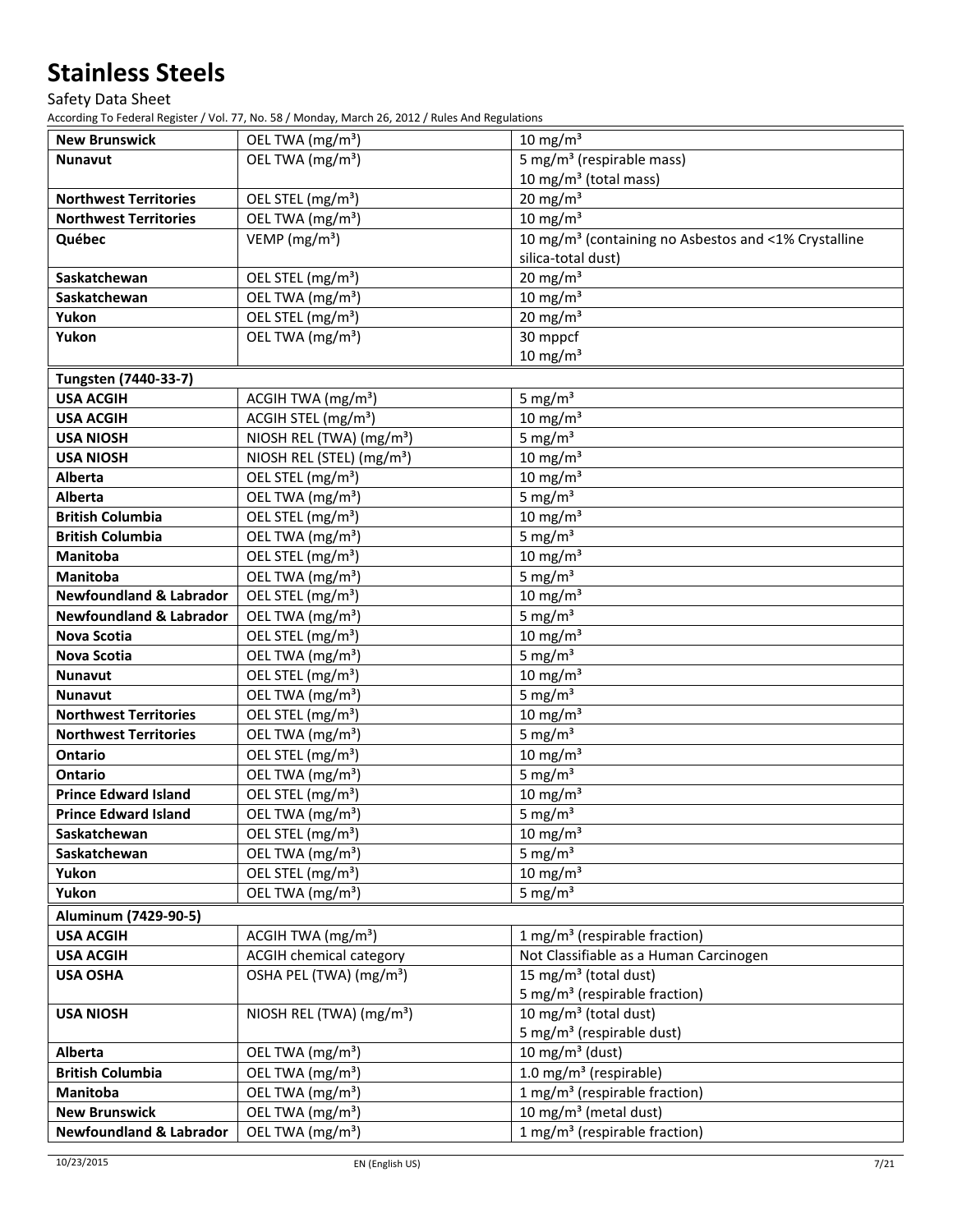| | | |
|---|---|---|
| **New Brunswick** | OEL TWA (mg/m³) | 10 mg/m³ |
| **Nunavut** | OEL TWA (mg/m³) | 5 mg/m³ (respirable mass)<br>10 mg/m³ (total mass) |
| **Northwest Territories** | OEL STEL (mg/m³) | 20 mg/m³ |
| **Northwest Territories** | OEL TWA (mg/m³) | 10 mg/m³ |
| **Québec** | VEMP (mg/m³) | 10 mg/m³ (containing no Asbestos and <1% Crystalline silica-total dust) |
| **Saskatchewan** | OEL STEL (mg/m³) | 20 mg/m³ |
| **Saskatchewan** | OEL TWA (mg/m³) | 10 mg/m³ |
| **Yukon** | OEL STEL (mg/m³) | 20 mg/m³ |
| **Yukon** | OEL TWA (mg/m³) | 30 mppcf<br>10 mg/m³ |
| **Tungsten (7440-33-7)** | | |
| **USA ACGIH** | ACGIH TWA (mg/m³) | 5 mg/m³ |
| **USA ACGIH** | ACGIH STEL (mg/m³) | 10 mg/m³ |
| **USA NIOSH** | NIOSH REL (TWA) (mg/m³) | 5 mg/m³ |
| **USA NIOSH** | NIOSH REL (STEL) (mg/m³) | 10 mg/m³ |
| **Alberta** | OEL STEL (mg/m³) | 10 mg/m³ |
| **Alberta** | OEL TWA (mg/m³) | 5 mg/m³ |
| **British Columbia** | OEL STEL (mg/m³) | 10 mg/m³ |
| **British Columbia** | OEL TWA (mg/m³) | 5 mg/m³ |
| **Manitoba** | OEL STEL (mg/m³) | 10 mg/m³ |
| **Manitoba** | OEL TWA (mg/m³) | 5 mg/m³ |
| **Newfoundland & Labrador** | OEL STEL (mg/m³) | 10 mg/m³ |
| **Newfoundland & Labrador** | OEL TWA (mg/m³) | 5 mg/m³ |
| **Nova Scotia** | OEL STEL (mg/m³) | 10 mg/m³ |
| **Nova Scotia** | OEL TWA (mg/m³) | 5 mg/m³ |
| **Nunavut** | OEL STEL (mg/m³) | 10 mg/m³ |
| **Nunavut** | OEL TWA (mg/m³) | 5 mg/m³ |
| **Northwest Territories** | OEL STEL (mg/m³) | 10 mg/m³ |
| **Northwest Territories** | OEL TWA (mg/m³) | 5 mg/m³ |
| **Ontario** | OEL STEL (mg/m³) | 10 mg/m³ |
| **Ontario** | OEL TWA (mg/m³) | 5 mg/m³ |
| **Prince Edward Island** | OEL STEL (mg/m³) | 10 mg/m³ |
| **Prince Edward Island** | OEL TWA (mg/m³) | 5 mg/m³ |
| **Saskatchewan** | OEL STEL (mg/m³) | 10 mg/m³ |
| **Saskatchewan** | OEL TWA (mg/m³) | 5 mg/m³ |
| **Yukon** | OEL STEL (mg/m³) | 10 mg/m³ |
| **Yukon** | OEL TWA (mg/m³) | 5 mg/m³ |
| **Aluminum (7429-90-5)** | | |
| **USA ACGIH** | ACGIH TWA (mg/m³) | 1 mg/m³ (respirable fraction) |
| **USA ACGIH** | ACGIH chemical category | Not Classifiable as a Human Carcinogen |
| **USA OSHA** | OSHA PEL (TWA) (mg/m³) | 15 mg/m³ (total dust)<br>5 mg/m³ (respirable fraction) |
| **USA NIOSH** | NIOSH REL (TWA) (mg/m³) | 10 mg/m³ (total dust)<br>5 mg/m³ (respirable dust) |
| **Alberta** | OEL TWA (mg/m³) | 10 mg/m³ (dust) |
| **British Columbia** | OEL TWA (mg/m³) | 1.0 mg/m³ (respirable) |
| **Manitoba** | OEL TWA (mg/m³) | 1 mg/m³ (respirable fraction) |
| **New Brunswick** | OEL TWA (mg/m³) | 10 mg/m³ (metal dust) |
| **Newfoundland & Labrador** | OEL TWA (mg/m³) | 1 mg/m³ (respirable fraction) |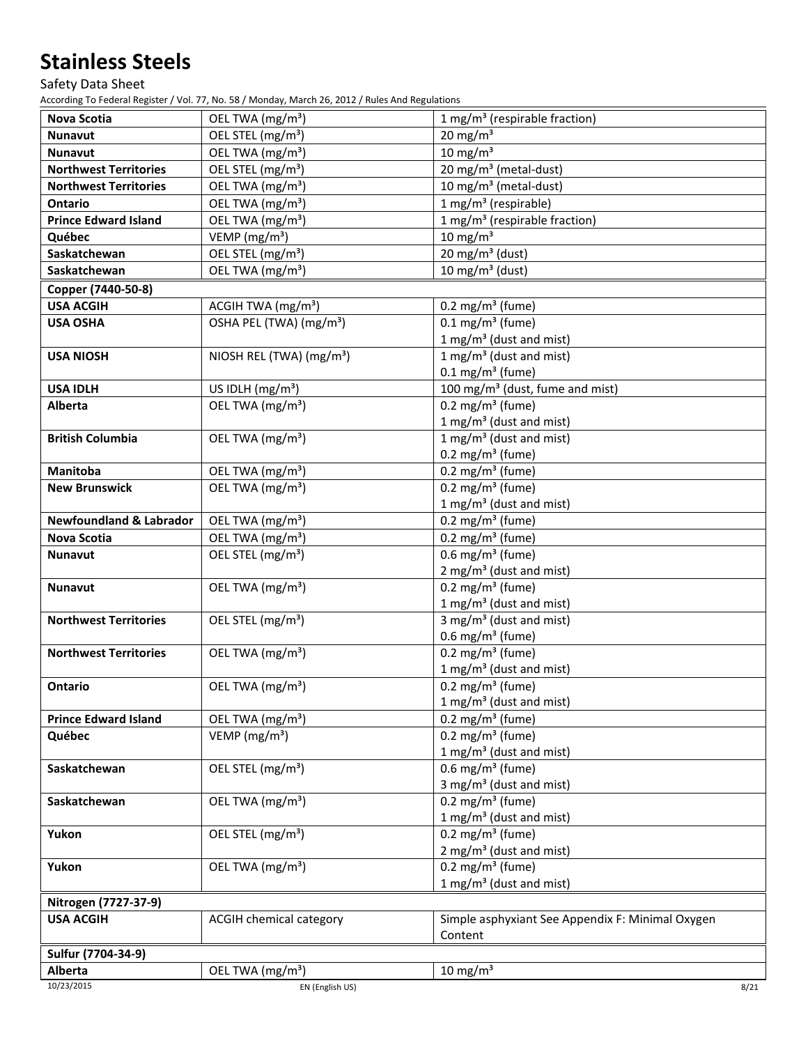| | | |
|---|---|---|
| **Nova Scotia** | OEL TWA (mg/m³) | 1 mg/m³ (respirable fraction) |
| **Nunavut** | OEL STEL (mg/m³) | 20 mg/m³ |
| **Nunavut** | OEL TWA (mg/m³) | 10 mg/m³ |
| **Northwest Territories** | OEL STEL (mg/m³) | 20 mg/m³ (metal-dust) |
| **Northwest Territories** | OEL TWA (mg/m³) | 10 mg/m³ (metal-dust) |
| **Ontario** | OEL TWA (mg/m³) | 1 mg/m³ (respirable) |
| **Prince Edward Island** | OEL TWA (mg/m³) | 1 mg/m³ (respirable fraction) |
| **Québec** | VEMP (mg/m³) | 10 mg/m³ |
| **Saskatchewan** | OEL STEL (mg/m³) | 20 mg/m³ (dust) |
| **Saskatchewan** | OEL TWA (mg/m³) | 10 mg/m³ (dust) |
| **Copper (7440-50-8)** | | |
| **USA ACGIH** | ACGIH TWA (mg/m³) | 0.2 mg/m³ (fume) |
| **USA OSHA** | OSHA PEL (TWA) (mg/m³) | 0.1 mg/m³ (fume)<br>1 mg/m³ (dust and mist) |
| **USA NIOSH** | NIOSH REL (TWA) (mg/m³) | 1 mg/m³ (dust and mist)<br>0.1 mg/m³ (fume) |
| **USA IDLH** | US IDLH (mg/m³) | 100 mg/m³ (dust, fume and mist) |
| **Alberta** | OEL TWA (mg/m³) | 0.2 mg/m³ (fume)<br>1 mg/m³ (dust and mist) |
| **British Columbia** | OEL TWA (mg/m³) | 1 mg/m³ (dust and mist)<br>0.2 mg/m³ (fume) |
| **Manitoba** | OEL TWA (mg/m³) | 0.2 mg/m³ (fume) |
| **New Brunswick** | OEL TWA (mg/m³) | 0.2 mg/m³ (fume)<br>1 mg/m³ (dust and mist) |
| **Newfoundland & Labrador** | OEL TWA (mg/m³) | 0.2 mg/m³ (fume) |
| **Nova Scotia** | OEL TWA (mg/m³) | 0.2 mg/m³ (fume) |
| **Nunavut** | OEL STEL (mg/m³) | 0.6 mg/m³ (fume)<br>2 mg/m³ (dust and mist) |
| **Nunavut** | OEL TWA (mg/m³) | 0.2 mg/m³ (fume)<br>1 mg/m³ (dust and mist) |
| **Northwest Territories** | OEL STEL (mg/m³) | 3 mg/m³ (dust and mist)<br>0.6 mg/m³ (fume) |
| **Northwest Territories** | OEL TWA (mg/m³) | 0.2 mg/m³ (fume)<br>1 mg/m³ (dust and mist) |
| **Ontario** | OEL TWA (mg/m³) | 0.2 mg/m³ (fume)<br>1 mg/m³ (dust and mist) |
| **Prince Edward Island** | OEL TWA (mg/m³) | 0.2 mg/m³ (fume) |
| **Québec** | VEMP (mg/m³) | 0.2 mg/m³ (fume)<br>1 mg/m³ (dust and mist) |
| **Saskatchewan** | OEL STEL (mg/m³) | 0.6 mg/m³ (fume)<br>3 mg/m³ (dust and mist) |
| **Saskatchewan** | OEL TWA (mg/m³) | 0.2 mg/m³ (fume)<br>1 mg/m³ (dust and mist) |
| **Yukon** | OEL STEL (mg/m³) | 0.2 mg/m³ (fume)<br>2 mg/m³ (dust and mist) |
| **Yukon** | OEL TWA (mg/m³) | 0.2 mg/m³ (fume)<br>1 mg/m³ (dust and mist) |
| **Nitrogen (7727-37-9)** | | |
| **USA ACGIH** | ACGIH chemical category | Simple asphyxiant See Appendix F: Minimal Oxygen Content |
| **Sulfur (7704-34-9)** | | |
| **Alberta** | OEL TWA (mg/m³) | 10 mg/m³ |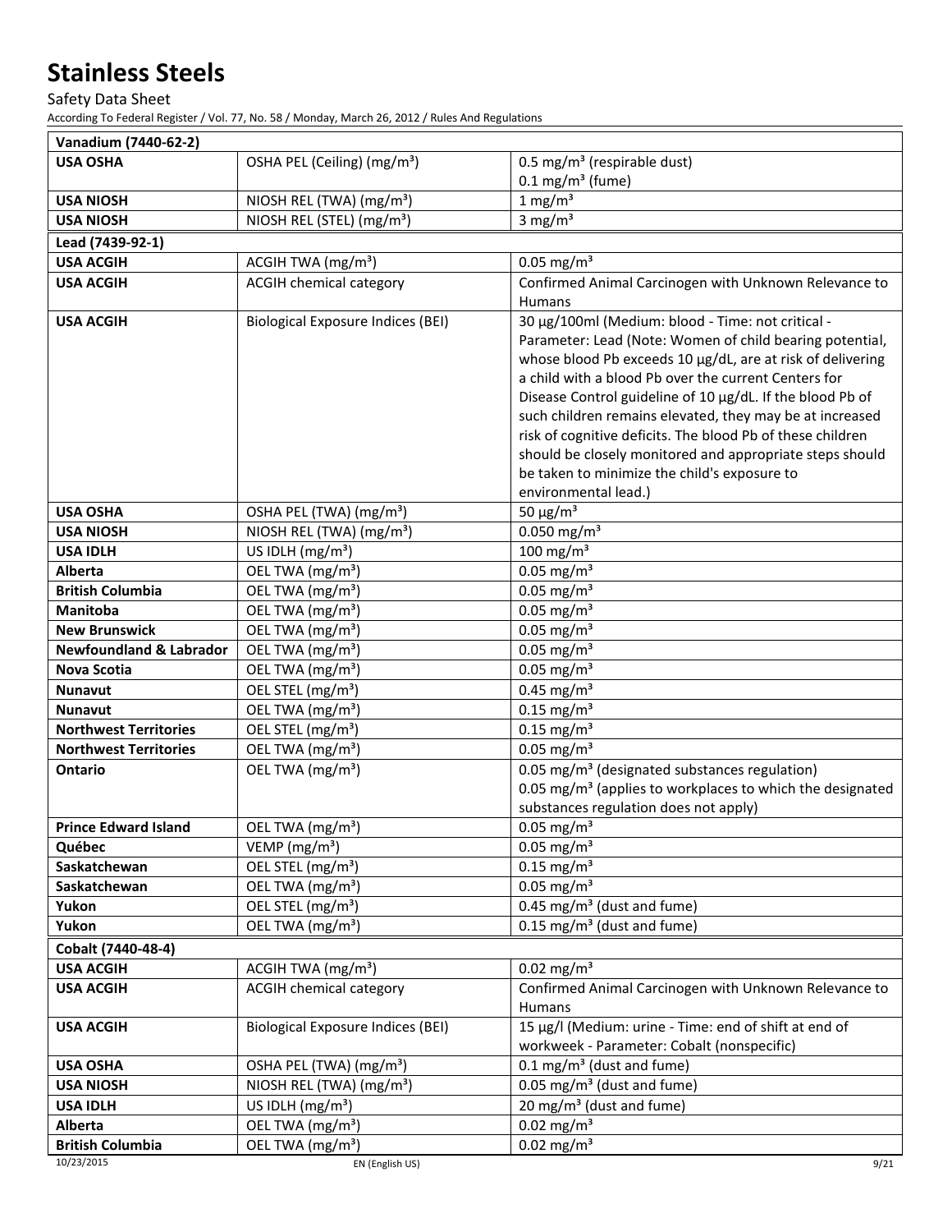| Vanadium (7440-62-2) | | |
|---|---|---|
| **USA OSHA** | OSHA PEL (Ceiling) (mg/m³) | 0.5 mg/m³ (respirable dust)<br>0.1 mg/m³ (fume) |
| **USA NIOSH** | NIOSH REL (TWA) (mg/m³) | 1 mg/m³ |
| **USA NIOSH** | NIOSH REL (STEL) (mg/m³) | 3 mg/m³ |
| **Lead (7439-92-1)** | | |
| **USA ACGIH** | ACGIH TWA (mg/m³) | 0.05 mg/m³ |
| **USA ACGIH** | ACGIH chemical category | Confirmed Animal Carcinogen with Unknown Relevance to Humans |
| **USA ACGIH** | Biological Exposure Indices (BEI) | 30 µg/100ml (Medium: blood - Time: not critical - Parameter: Lead (Note: Women of child bearing potential, whose blood Pb exceeds 10 µg/dL, are at risk of delivering a child with a blood Pb over the current Centers for Disease Control guideline of 10 µg/dL. If the blood Pb of such children remains elevated, they may be at increased risk of cognitive deficits. The blood Pb of these children should be closely monitored and appropriate steps should be taken to minimize the child's exposure to environmental lead.) |
| **USA OSHA** | OSHA PEL (TWA) (mg/m³) | 50 µg/m³ |
| **USA NIOSH** | NIOSH REL (TWA) (mg/m³) | 0.050 mg/m³ |
| **USA IDLH** | US IDLH (mg/m³) | 100 mg/m³ |
| **Alberta** | OEL TWA (mg/m³) | 0.05 mg/m³ |
| **British Columbia** | OEL TWA (mg/m³) | 0.05 mg/m³ |
| **Manitoba** | OEL TWA (mg/m³) | 0.05 mg/m³ |
| **New Brunswick** | OEL TWA (mg/m³) | 0.05 mg/m³ |
| **Newfoundland & Labrador** | OEL TWA (mg/m³) | 0.05 mg/m³ |
| **Nova Scotia** | OEL TWA (mg/m³) | 0.05 mg/m³ |
| **Nunavut** | OEL STEL (mg/m³) | 0.45 mg/m³ |
| **Nunavut** | OEL TWA (mg/m³) | 0.15 mg/m³ |
| **Northwest Territories** | OEL STEL (mg/m³) | 0.15 mg/m³ |
| **Northwest Territories** | OEL TWA (mg/m³) | 0.05 mg/m³ |
| **Ontario** | OEL TWA (mg/m³) | 0.05 mg/m³ (designated substances regulation)<br>0.05 mg/m³ (applies to workplaces to which the designated substances regulation does not apply) |
| **Prince Edward Island** | OEL TWA (mg/m³) | 0.05 mg/m³ |
| **Québec** | VEMP (mg/m³) | 0.05 mg/m³ |
| **Saskatchewan** | OEL STEL (mg/m³) | 0.15 mg/m³ |
| **Saskatchewan** | OEL TWA (mg/m³) | 0.05 mg/m³ |
| **Yukon** | OEL STEL (mg/m³) | 0.45 mg/m³ (dust and fume) |
| **Yukon** | OEL TWA (mg/m³) | 0.15 mg/m³ (dust and fume) |
| **Cobalt (7440-48-4)** | | |
| **USA ACGIH** | ACGIH TWA (mg/m³) | 0.02 mg/m³ |
| **USA ACGIH** | ACGIH chemical category | Confirmed Animal Carcinogen with Unknown Relevance to Humans |
| **USA ACGIH** | Biological Exposure Indices (BEI) | 15 µg/l (Medium: urine - Time: end of shift at end of workweek - Parameter: Cobalt (nonspecific) |
| **USA OSHA** | OSHA PEL (TWA) (mg/m³) | 0.1 mg/m³ (dust and fume) |
| **USA NIOSH** | NIOSH REL (TWA) (mg/m³) | 0.05 mg/m³ (dust and fume) |
| **USA IDLH** | US IDLH (mg/m³) | 20 mg/m³ (dust and fume) |
| **Alberta** | OEL TWA (mg/m³) | 0.02 mg/m³ |
| **British Columbia** | OEL TWA (mg/m³) | 0.02 mg/m³ |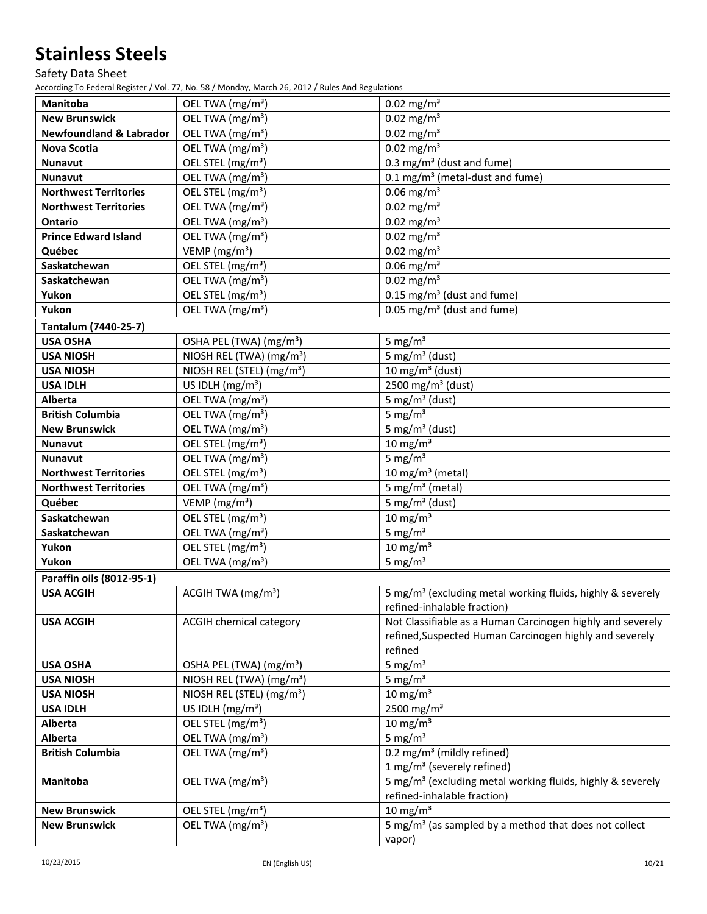# Stainless Steels

Safety Data Sheet

According To Federal Register / Vol. 77, No. 58 / Monday, March 26, 2012 / Rules And Regulations

| | | |
|---|---|---|
| **Manitoba** | OEL TWA (mg/m³) | 0.02 mg/m³ |
| **New Brunswick** | OEL TWA (mg/m³) | 0.02 mg/m³ |
| **Newfoundland & Labrador** | OEL TWA (mg/m³) | 0.02 mg/m³ |
| **Nova Scotia** | OEL TWA (mg/m³) | 0.02 mg/m³ |
| **Nunavut** | OEL STEL (mg/m³) | 0.3 mg/m³ (dust and fume) |
| **Nunavut** | OEL TWA (mg/m³) | 0.1 mg/m³ (metal-dust and fume) |
| **Northwest Territories** | OEL STEL (mg/m³) | 0.06 mg/m³ |
| **Northwest Territories** | OEL TWA (mg/m³) | 0.02 mg/m³ |
| **Ontario** | OEL TWA (mg/m³) | 0.02 mg/m³ |
| **Prince Edward Island** | OEL TWA (mg/m³) | 0.02 mg/m³ |
| **Québec** | VEMP (mg/m³) | 0.02 mg/m³ |
| **Saskatchewan** | OEL STEL (mg/m³) | 0.06 mg/m³ |
| **Saskatchewan** | OEL TWA (mg/m³) | 0.02 mg/m³ |
| **Yukon** | OEL STEL (mg/m³) | 0.15 mg/m³ (dust and fume) |
| **Yukon** | OEL TWA (mg/m³) | 0.05 mg/m³ (dust and fume) |
| **Tantalum (7440-25-7)** | | |
| **USA OSHA** | OSHA PEL (TWA) (mg/m³) | 5 mg/m³ |
| **USA NIOSH** | NIOSH REL (TWA) (mg/m³) | 5 mg/m³ (dust) |
| **USA NIOSH** | NIOSH REL (STEL) (mg/m³) | 10 mg/m³ (dust) |
| **USA IDLH** | US IDLH (mg/m³) | 2500 mg/m³ (dust) |
| **Alberta** | OEL TWA (mg/m³) | 5 mg/m³ (dust) |
| **British Columbia** | OEL TWA (mg/m³) | 5 mg/m³ |
| **New Brunswick** | OEL TWA (mg/m³) | 5 mg/m³ (dust) |
| **Nunavut** | OEL STEL (mg/m³) | 10 mg/m³ |
| **Nunavut** | OEL TWA (mg/m³) | 5 mg/m³ |
| **Northwest Territories** | OEL STEL (mg/m³) | 10 mg/m³ (metal) |
| **Northwest Territories** | OEL TWA (mg/m³) | 5 mg/m³ (metal) |
| **Québec** | VEMP (mg/m³) | 5 mg/m³ (dust) |
| **Saskatchewan** | OEL STEL (mg/m³) | 10 mg/m³ |
| **Saskatchewan** | OEL TWA (mg/m³) | 5 mg/m³ |
| **Yukon** | OEL STEL (mg/m³) | 10 mg/m³ |
| **Yukon** | OEL TWA (mg/m³) | 5 mg/m³ |
| **Paraffin oils (8012-95-1)** | | |
| **USA ACGIH** | ACGIH TWA (mg/m³) | 5 mg/m³ (excluding metal working fluids, highly & severely refined-inhalable fraction) |
| **USA ACGIH** | ACGIH chemical category | Not Classifiable as a Human Carcinogen highly and severely refined,Suspected Human Carcinogen highly and severely refined |
| **USA OSHA** | OSHA PEL (TWA) (mg/m³) | 5 mg/m³ |
| **USA NIOSH** | NIOSH REL (TWA) (mg/m³) | 5 mg/m³ |
| **USA NIOSH** | NIOSH REL (STEL) (mg/m³) | 10 mg/m³ |
| **USA IDLH** | US IDLH (mg/m³) | 2500 mg/m³ |
| **Alberta** | OEL STEL (mg/m³) | 10 mg/m³ |
| **Alberta** | OEL TWA (mg/m³) | 5 mg/m³ |
| **British Columbia** | OEL TWA (mg/m³) | 0.2 mg/m³ (mildly refined)<br>1 mg/m³ (severely refined) |
| **Manitoba** | OEL TWA (mg/m³) | 5 mg/m³ (excluding metal working fluids, highly & severely refined-inhalable fraction) |
| **New Brunswick** | OEL STEL (mg/m³) | 10 mg/m³ |
| **New Brunswick** | OEL TWA (mg/m³) | 5 mg/m³ (as sampled by a method that does not collect vapor) |

10/23/2015 EN (English US)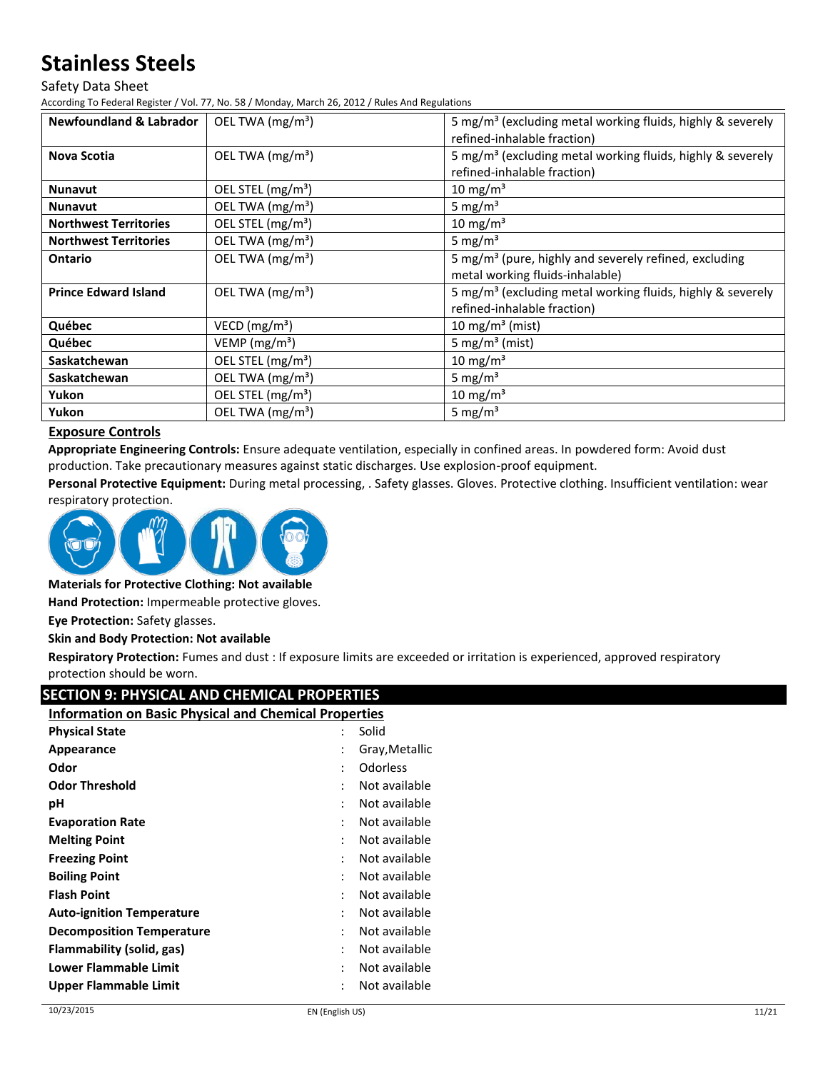| Newfoundland & Labrador | OEL TWA (mg/m³) | 5 mg/m³ (excluding metal working fluids, highly & severely refined-inhalable fraction) |
|---|---|---|
| Nova Scotia | OEL TWA (mg/m³) | 5 mg/m³ (excluding metal working fluids, highly & severely refined-inhalable fraction) |
| Nunavut | OEL STEL (mg/m³) | 10 mg/m³ |
| Nunavut | OEL TWA (mg/m³) | 5 mg/m³ |
| Northwest Territories | OEL STEL (mg/m³) | 10 mg/m³ |
| Northwest Territories | OEL TWA (mg/m³) | 5 mg/m³ |
| Ontario | OEL TWA (mg/m³) | 5 mg/m³ (pure, highly and severely refined, excluding metal working fluids-inhalable) |
| Prince Edward Island | OEL TWA (mg/m³) | 5 mg/m³ (excluding metal working fluids, highly & severely refined-inhalable fraction) |
| Québec | VECD (mg/m³) | 10 mg/m³ (mist) |
| Québec | VEMP (mg/m³) | 5 mg/m³ (mist) |
| Saskatchewan | OEL STEL (mg/m³) | 10 mg/m³ |
| Saskatchewan | OEL TWA (mg/m³) | 5 mg/m³ |
| Yukon | OEL STEL (mg/m³) | 10 mg/m³ |
| Yukon | OEL TWA (mg/m³) | 5 mg/m³ |

### Exposure Controls

**Appropriate Engineering Controls:** Ensure adequate ventilation, especially in confined areas. In powdered form: Avoid dust production. Take precautionary measures against static discharges. Use explosion-proof equipment.

**Personal Protective Equipment:** During metal processing, . Safety glasses. Gloves. Protective clothing. Insufficient ventilation: wear respiratory protection.

**Materials for Protective Clothing: Not available**

**Hand Protection:** Impermeable protective gloves.

**Eye Protection:** Safety glasses.

**Skin and Body Protection: Not available**

**Respiratory Protection:** Fumes and dust : If exposure limits are exceeded or irritation is experienced, approved respiratory protection should be worn.

## SECTION 9: PHYSICAL AND CHEMICAL PROPERTIES

### Information on Basic Physical and Chemical Properties

| | | |
|---|---|---|
| **Physical State** | : | Solid |
| **Appearance** | : | Gray,Metallic |
| **Odor** | : | Odorless |
| **Odor Threshold** | : | Not available |
| **pH** | : | Not available |
| **Evaporation Rate** | : | Not available |
| **Melting Point** | : | Not available |
| **Freezing Point** | : | Not available |
| **Boiling Point** | : | Not available |
| **Flash Point** | : | Not available |
| **Auto-ignition Temperature** | : | Not available |
| **Decomposition Temperature** | : | Not available |
| **Flammability (solid, gas)** | : | Not available |
| **Lower Flammable Limit** | : | Not available |
| **Upper Flammable Limit** | : | Not available |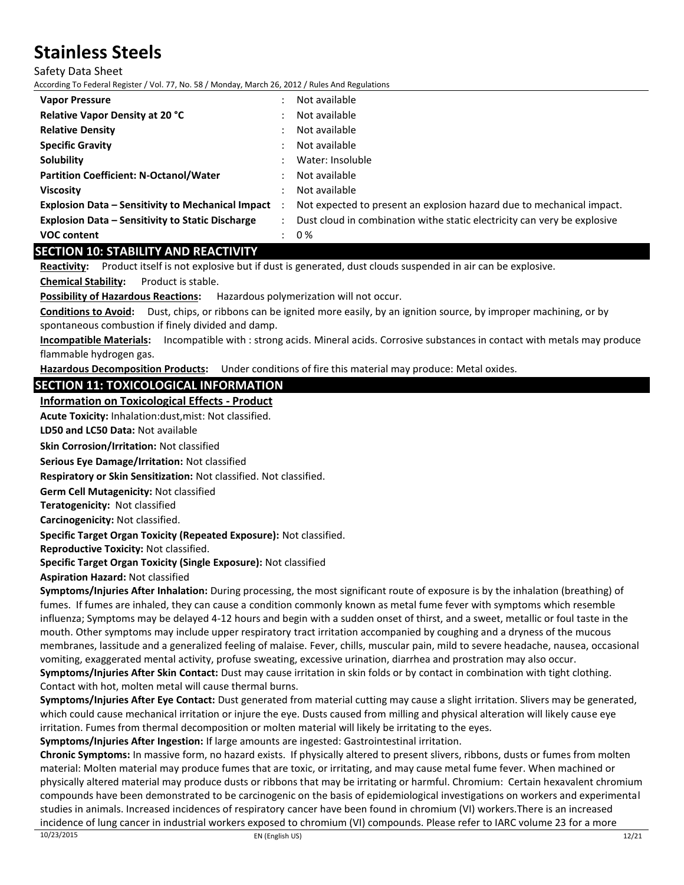| | | |
|---|---|---|
| **Vapor Pressure** | : | Not available |
| **Relative Vapor Density at 20 °C** | : | Not available |
| **Relative Density** | : | Not available |
| **Specific Gravity** | : | Not available |
| **Solubility** | : | Water: Insoluble |
| **Partition Coefficient: N-Octanol/Water** | : | Not available |
| **Viscosity** | : | Not available |
| **Explosion Data – Sensitivity to Mechanical Impact** | : | Not expected to present an explosion hazard due to mechanical impact. |
| **Explosion Data – Sensitivity to Static Discharge** | : | Dust cloud in combination withe static electricity can very be explosive |
| **VOC content** | : | 0 % |

## SECTION 10: STABILITY AND REACTIVITY

**Reactivity:** Product itself is not explosive but if dust is generated, dust clouds suspended in air can be explosive.

**Chemical Stability:** Product is stable.

**Possibility of Hazardous Reactions:** Hazardous polymerization will not occur.

**Conditions to Avoid:** Dust, chips, or ribbons can be ignited more easily, by an ignition source, by improper machining, or by spontaneous combustion if finely divided and damp.

**Incompatible Materials:** Incompatible with : strong acids. Mineral acids. Corrosive substances in contact with metals may produce flammable hydrogen gas.

**Hazardous Decomposition Products:** Under conditions of fire this material may produce: Metal oxides.

## SECTION 11: TOXICOLOGICAL INFORMATION

### Information on Toxicological Effects - Product

**Acute Toxicity:** Inhalation:dust,mist: Not classified.

**LD50 and LC50 Data:** Not available

**Skin Corrosion/Irritation:** Not classified

**Serious Eye Damage/Irritation:** Not classified

**Respiratory or Skin Sensitization:** Not classified. Not classified.

**Germ Cell Mutagenicity:** Not classified

**Teratogenicity:** Not classified

**Carcinogenicity:** Not classified.

**Specific Target Organ Toxicity (Repeated Exposure):** Not classified.

**Reproductive Toxicity:** Not classified.

**Specific Target Organ Toxicity (Single Exposure):** Not classified

**Aspiration Hazard:** Not classified

**Symptoms/Injuries After Inhalation:** During processing, the most significant route of exposure is by the inhalation (breathing) of fumes. If fumes are inhaled, they can cause a condition commonly known as metal fume fever with symptoms which resemble influenza; Symptoms may be delayed 4-12 hours and begin with a sudden onset of thirst, and a sweet, metallic or foul taste in the mouth. Other symptoms may include upper respiratory tract irritation accompanied by coughing and a dryness of the mucous membranes, lassitude and a generalized feeling of malaise. Fever, chills, muscular pain, mild to severe headache, nausea, occasional vomiting, exaggerated mental activity, profuse sweating, excessive urination, diarrhea and prostration may also occur.

**Symptoms/Injuries After Skin Contact:** Dust may cause irritation in skin folds or by contact in combination with tight clothing. Contact with hot, molten metal will cause thermal burns.

**Symptoms/Injuries After Eye Contact:** Dust generated from material cutting may cause a slight irritation. Slivers may be generated, which could cause mechanical irritation or injure the eye. Dusts caused from milling and physical alteration will likely cause eye irritation. Fumes from thermal decomposition or molten material will likely be irritating to the eyes.

**Symptoms/Injuries After Ingestion:** If large amounts are ingested: Gastrointestinal irritation.

**Chronic Symptoms:** In massive form, no hazard exists. If physically altered to present slivers, ribbons, dusts or fumes from molten material: Molten material may produce fumes that are toxic, or irritating, and may cause metal fume fever. When machined or physically altered material may produce dusts or ribbons that may be irritating or harmful. Chromium: Certain hexavalent chromium compounds have been demonstrated to be carcinogenic on the basis of epidemiological investigations on workers and experimental studies in animals. Increased incidences of respiratory cancer have been found in chromium (VI) workers.There is an increased incidence of lung cancer in industrial workers exposed to chromium (VI) compounds. Please refer to IARC volume 23 for a more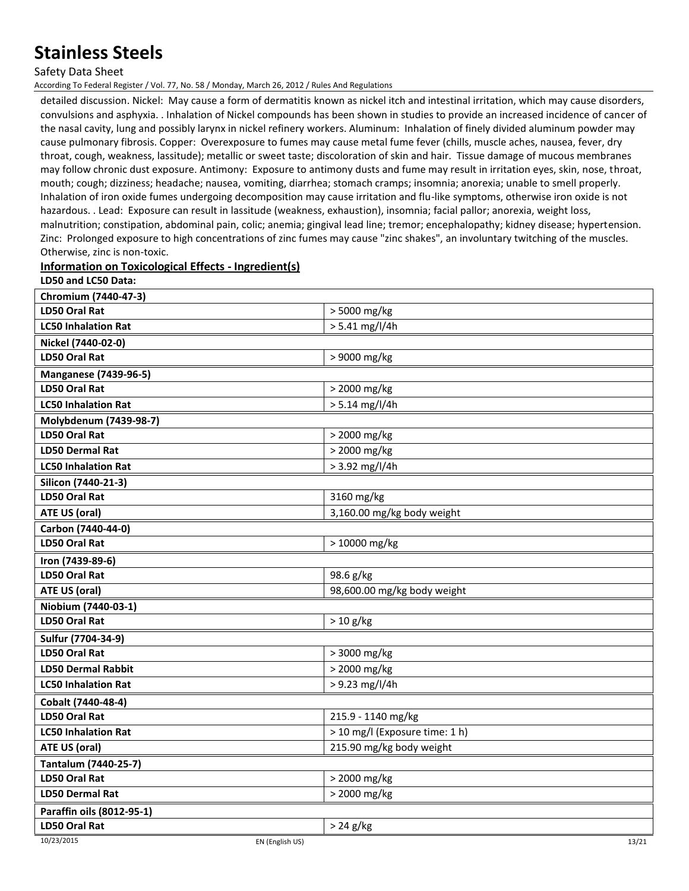detailed discussion. Nickel: May cause a form of dermatitis known as nickel itch and intestinal irritation, which may cause disorders, convulsions and asphyxia. . Inhalation of Nickel compounds has been shown in studies to provide an increased incidence of cancer of the nasal cavity, lung and possibly larynx in nickel refinery workers. Aluminum: Inhalation of finely divided aluminum powder may cause pulmonary fibrosis. Copper: Overexposure to fumes may cause metal fume fever (chills, muscle aches, nausea, fever, dry throat, cough, weakness, lassitude); metallic or sweet taste; discoloration of skin and hair. Tissue damage of mucous membranes may follow chronic dust exposure. Antimony: Exposure to antimony dusts and fume may result in irritation eyes, skin, nose, throat, mouth; cough; dizziness; headache; nausea, vomiting, diarrhea; stomach cramps; insomnia; anorexia; unable to smell properly. Inhalation of iron oxide fumes undergoing decomposition may cause irritation and flu-like symptoms, otherwise iron oxide is not hazardous. . Lead: Exposure can result in lassitude (weakness, exhaustion), insomnia; facial pallor; anorexia, weight loss, malnutrition; constipation, abdominal pain, colic; anemia; gingival lead line; tremor; encephalopathy; kidney disease; hypertension. Zinc: Prolonged exposure to high concentrations of zinc fumes may cause "zinc shakes", an involuntary twitching of the muscles. Otherwise, zinc is non-toxic.

**Information on Toxicological Effects - Ingredient(s)**

**LD50 and LC50 Data:**

| **Chromium (7440-47-3)** | |
|---|---|
| **LD50 Oral Rat** | > 5000 mg/kg |
| **LC50 Inhalation Rat** | > 5.41 mg/l/4h |
| **Nickel (7440-02-0)** | |
| **LD50 Oral Rat** | > 9000 mg/kg |
| **Manganese (7439-96-5)** | |
| **LD50 Oral Rat** | > 2000 mg/kg |
| **LC50 Inhalation Rat** | > 5.14 mg/l/4h |
| **Molybdenum (7439-98-7)** | |
| **LD50 Oral Rat** | > 2000 mg/kg |
| **LD50 Dermal Rat** | > 2000 mg/kg |
| **LC50 Inhalation Rat** | > 3.92 mg/l/4h |
| **Silicon (7440-21-3)** | |
| **LD50 Oral Rat** | 3160 mg/kg |
| **ATE US (oral)** | 3,160.00 mg/kg body weight |
| **Carbon (7440-44-0)** | |
| **LD50 Oral Rat** | > 10000 mg/kg |
| **Iron (7439-89-6)** | |
| **LD50 Oral Rat** | 98.6 g/kg |
| **ATE US (oral)** | 98,600.00 mg/kg body weight |
| **Niobium (7440-03-1)** | |
| **LD50 Oral Rat** | > 10 g/kg |
| **Sulfur (7704-34-9)** | |
| **LD50 Oral Rat** | > 3000 mg/kg |
| **LD50 Dermal Rabbit** | > 2000 mg/kg |
| **LC50 Inhalation Rat** | > 9.23 mg/l/4h |
| **Cobalt (7440-48-4)** | |
| **LD50 Oral Rat** | 215.9 - 1140 mg/kg |
| **LC50 Inhalation Rat** | > 10 mg/l (Exposure time: 1 h) |
| **ATE US (oral)** | 215.90 mg/kg body weight |
| **Tantalum (7440-25-7)** | |
| **LD50 Oral Rat** | > 2000 mg/kg |
| **LD50 Dermal Rat** | > 2000 mg/kg |
| **Paraffin oils (8012-95-1)** | |
| **LD50 Oral Rat** | > 24 g/kg |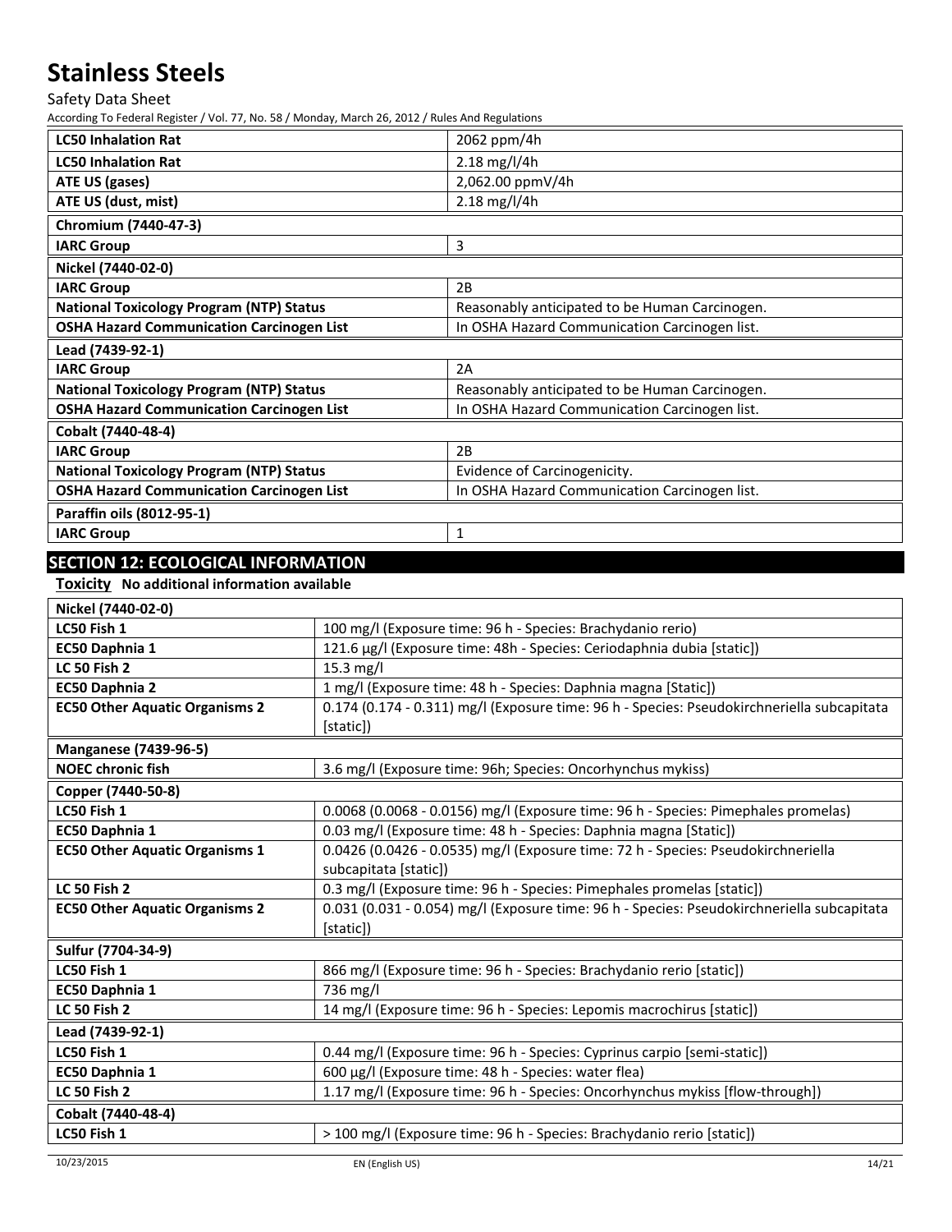| LC50 Inhalation Rat | 2062 ppm/4h |
|---|---|
| LC50 Inhalation Rat | 2.18 mg/l/4h |
| ATE US (gases) | 2,062.00 ppmV/4h |
| ATE US (dust, mist) | 2.18 mg/l/4h |

| Chromium (7440-47-3) | |
|---|---|
| IARC Group | 3 |

| Nickel (7440-02-0) | |
|---|---|
| IARC Group | 2B |
| National Toxicology Program (NTP) Status | Reasonably anticipated to be Human Carcinogen. |
| OSHA Hazard Communication Carcinogen List | In OSHA Hazard Communication Carcinogen list. |

| Lead (7439-92-1) | |
|---|---|
| IARC Group | 2A |
| National Toxicology Program (NTP) Status | Reasonably anticipated to be Human Carcinogen. |
| OSHA Hazard Communication Carcinogen List | In OSHA Hazard Communication Carcinogen list. |

| Cobalt (7440-48-4) | |
|---|---|
| IARC Group | 2B |
| National Toxicology Program (NTP) Status | Evidence of Carcinogenicity. |
| OSHA Hazard Communication Carcinogen List | In OSHA Hazard Communication Carcinogen list. |

| Paraffin oils (8012-95-1) | |
|---|---|
| IARC Group | 1 |

## SECTION 12: ECOLOGICAL INFORMATION

**Toxicity** No additional information available

| Nickel (7440-02-0) | |
|---|---|
| LC50 Fish 1 | 100 mg/l (Exposure time: 96 h - Species: Brachydanio rerio) |
| EC50 Daphnia 1 | 121.6 µg/l (Exposure time: 48h - Species: Ceriodaphnia dubia [static]) |
| LC 50 Fish 2 | 15.3 mg/l |
| EC50 Daphnia 2 | 1 mg/l (Exposure time: 48 h - Species: Daphnia magna [Static]) |
| EC50 Other Aquatic Organisms 2 | 0.174 (0.174 - 0.311) mg/l (Exposure time: 96 h - Species: Pseudokirchneriella subcapitata [static]) |

| Manganese (7439-96-5) | |
|---|---|
| NOEC chronic fish | 3.6 mg/l (Exposure time: 96h; Species: Oncorhynchus mykiss) |

| Copper (7440-50-8) | |
|---|---|
| LC50 Fish 1 | 0.0068 (0.0068 - 0.0156) mg/l (Exposure time: 96 h - Species: Pimephales promelas) |
| EC50 Daphnia 1 | 0.03 mg/l (Exposure time: 48 h - Species: Daphnia magna [Static]) |
| EC50 Other Aquatic Organisms 1 | 0.0426 (0.0426 - 0.0535) mg/l (Exposure time: 72 h - Species: Pseudokirchneriella subcapitata [static]) |
| LC 50 Fish 2 | 0.3 mg/l (Exposure time: 96 h - Species: Pimephales promelas [static]) |
| EC50 Other Aquatic Organisms 2 | 0.031 (0.031 - 0.054) mg/l (Exposure time: 96 h - Species: Pseudokirchneriella subcapitata [static]) |

| Sulfur (7704-34-9) | |
|---|---|
| LC50 Fish 1 | 866 mg/l (Exposure time: 96 h - Species: Brachydanio rerio [static]) |
| EC50 Daphnia 1 | 736 mg/l |
| LC 50 Fish 2 | 14 mg/l (Exposure time: 96 h - Species: Lepomis macrochirus [static]) |

| Lead (7439-92-1) | |
|---|---|
| LC50 Fish 1 | 0.44 mg/l (Exposure time: 96 h - Species: Cyprinus carpio [semi-static]) |
| EC50 Daphnia 1 | 600 µg/l (Exposure time: 48 h - Species: water flea) |
| LC 50 Fish 2 | 1.17 mg/l (Exposure time: 96 h - Species: Oncorhynchus mykiss [flow-through]) |

| Cobalt (7440-48-4) | |
|---|---|
| LC50 Fish 1 | > 100 mg/l (Exposure time: 96 h - Species: Brachydanio rerio [static]) |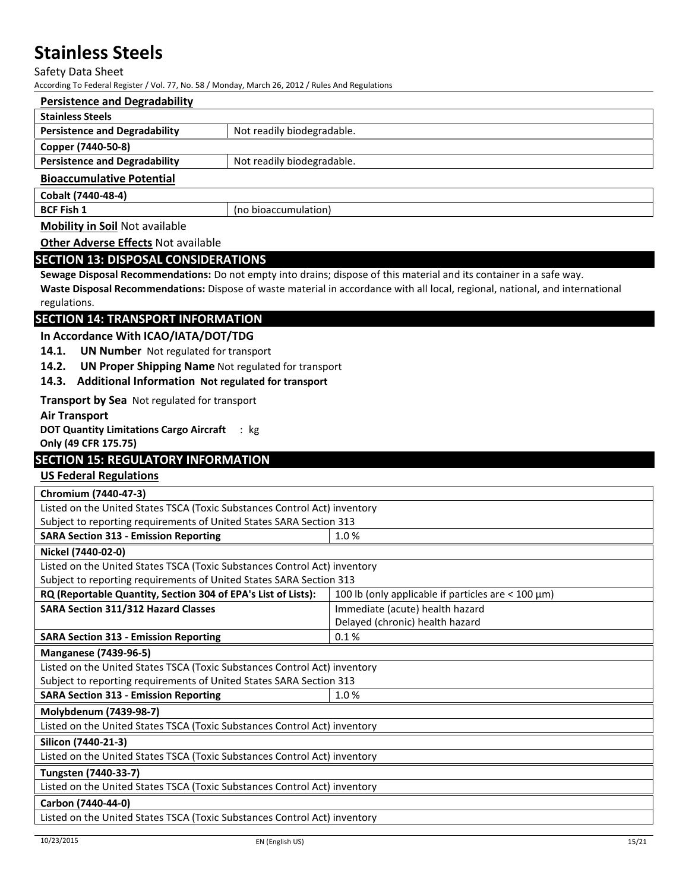**Persistence and Degradability**

| Stainless Steels | |
|---|---|
| Persistence and Degradability | Not readily biodegradable. |
| **Copper (7440-50-8)** | |
| Persistence and Degradability | Not readily biodegradable. |

**Bioaccumulative Potential**

| Cobalt (7440-48-4) | |
|---|---|
| BCF Fish 1 | (no bioaccumulation) |

**Mobility in Soil** Not available

**Other Adverse Effects** Not available

## SECTION 13: DISPOSAL CONSIDERATIONS

**Sewage Disposal Recommendations:** Do not empty into drains; dispose of this material and its container in a safe way.

**Waste Disposal Recommendations:** Dispose of waste material in accordance with all local, regional, national, and international regulations.

## SECTION 14: TRANSPORT INFORMATION

**In Accordance With ICAO/IATA/DOT/TDG**

**14.1. UN Number** Not regulated for transport

**14.2. UN Proper Shipping Name** Not regulated for transport

**14.3. Additional Information** **Not regulated for transport**

**Transport by Sea** Not regulated for transport

**Air Transport**

**DOT Quantity Limitations Cargo Aircraft Only (49 CFR 175.75)** : kg

## SECTION 15: REGULATORY INFORMATION

**US Federal Regulations**

| Chromium (7440-47-3) | |
|---|---|
| Listed on the United States TSCA (Toxic Substances Control Act) inventory | |
| Subject to reporting requirements of United States SARA Section 313 | |
| **SARA Section 313 - Emission Reporting** | 1.0 % |
| **Nickel (7440-02-0)** | |
| Listed on the United States TSCA (Toxic Substances Control Act) inventory | |
| Subject to reporting requirements of United States SARA Section 313 | |
| **RQ (Reportable Quantity, Section 304 of EPA's List of Lists):** | 100 lb (only applicable if particles < 100 µm) |
| **SARA Section 311/312 Hazard Classes** | Immediate (acute) health hazard<br>Delayed (chronic) health hazard |
| **SARA Section 313 - Emission Reporting** | 0.1 % |
| **Manganese (7439-96-5)** | |
| Listed on the United States TSCA (Toxic Substances Control Act) inventory | |
| Subject to reporting requirements of United States SARA Section 313 | |
| **SARA Section 313 - Emission Reporting** | 1.0 % |
| **Molybdenum (7439-98-7)** | |
| Listed on the United States TSCA (Toxic Substances Control Act) inventory | |
| **Silicon (7440-21-3)** | |
| Listed on the United States TSCA (Toxic Substances Control Act) inventory | |
| **Tungsten (7440-33-7)** | |
| Listed on the United States TSCA (Toxic Substances Control Act) inventory | |
| **Carbon (7440-44-0)** | |
| Listed on the United States TSCA (Toxic Substances Control Act) inventory | |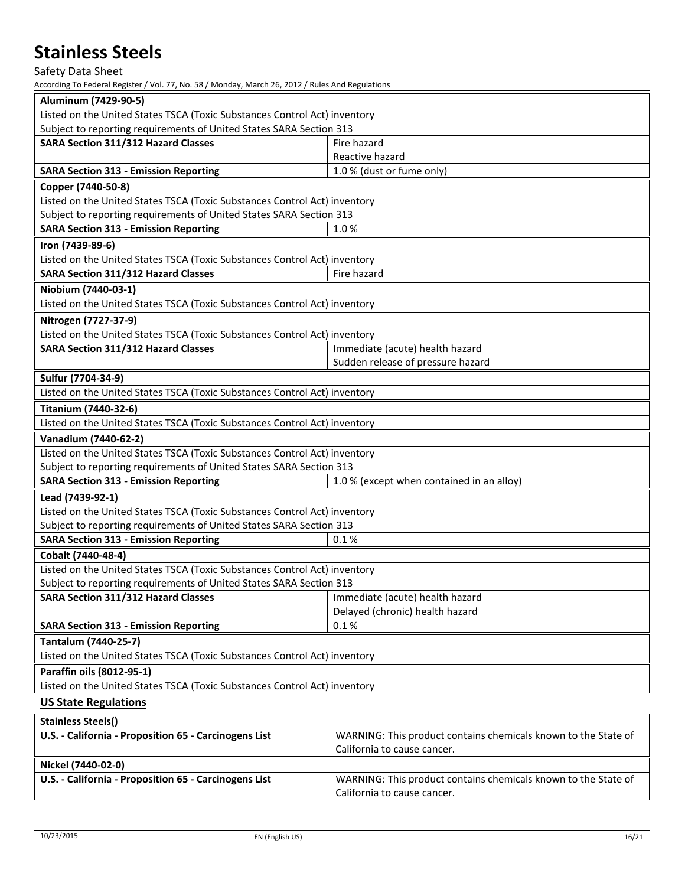| Aluminum (7429-90-5) | |
|---|---|
| Listed on the United States TSCA (Toxic Substances Control Act) inventory | |
| Subject to reporting requirements of United States SARA Section 313 | |
| **SARA Section 311/312 Hazard Classes** | Fire hazard<br>Reactive hazard |
| **SARA Section 313 - Emission Reporting** | 1.0 % (dust or fume only) |

| Copper (7440-50-8) | |
|---|---|
| Listed on the United States TSCA (Toxic Substances Control Act) inventory | |
| Subject to reporting requirements of United States SARA Section 313 | |
| **SARA Section 313 - Emission Reporting** | 1.0 % |

| Iron (7439-89-6) | |
|---|---|
| Listed on the United States TSCA (Toxic Substances Control Act) inventory | |
| **SARA Section 311/312 Hazard Classes** | Fire hazard |

| Niobium (7440-03-1) |
|---|
| Listed on the United States TSCA (Toxic Substances Control Act) inventory |

| Nitrogen (7727-37-9) | |
|---|---|
| Listed on the United States TSCA (Toxic Substances Control Act) inventory | |
| **SARA Section 311/312 Hazard Classes** | Immediate (acute) health hazard<br>Sudden release of pressure hazard |

| Sulfur (7704-34-9) |
|---|
| Listed on the United States TSCA (Toxic Substances Control Act) inventory |

| Titanium (7440-32-6) |
|---|
| Listed on the United States TSCA (Toxic Substances Control Act) inventory |

| Vanadium (7440-62-2) | |
|---|---|
| Listed on the United States TSCA (Toxic Substances Control Act) inventory | |
| Subject to reporting requirements of United States SARA Section 313 | |
| **SARA Section 313 - Emission Reporting** | 1.0 % (except when contained in an alloy) |

| Lead (7439-92-1) | |
|---|---|
| Listed on the United States TSCA (Toxic Substances Control Act) inventory | |
| Subject to reporting requirements of United States SARA Section 313 | |
| **SARA Section 313 - Emission Reporting** | 0.1 % |

| Cobalt (7440-48-4) | |
|---|---|
| Listed on the United States TSCA (Toxic Substances Control Act) inventory | |
| Subject to reporting requirements of United States SARA Section 313 | |
| **SARA Section 311/312 Hazard Classes** | Immediate (acute) health hazard<br>Delayed (chronic) health hazard |
| **SARA Section 313 - Emission Reporting** | 0.1 % |

| Tantalum (7440-25-7) |
|---|
| Listed on the United States TSCA (Toxic Substances Control Act) inventory |

| Paraffin oils (8012-95-1) |
|---|
| Listed on the United States TSCA (Toxic Substances Control Act) inventory |

## US State Regulations

| Stainless Steels() | |
|---|---|
| **U.S. - California - Proposition 65 - Carcinogens List** | WARNING: This product contains chemicals known to the State of California to cause cancer. |

| Nickel (7440-02-0) | |
|---|---|
| **U.S. - California - Proposition 65 - Carcinogens List** | WARNING: This product contains chemicals known to the State of California to cause cancer. |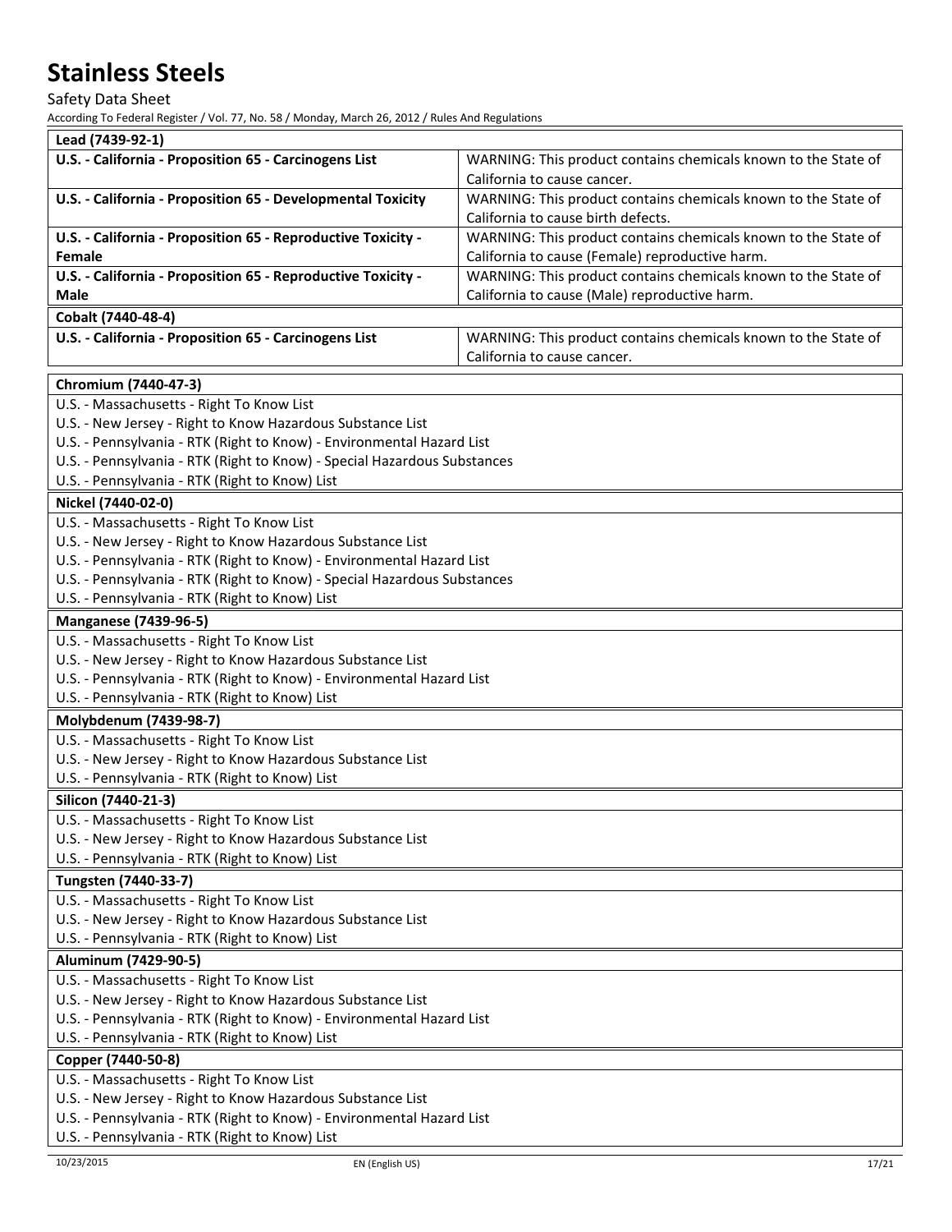| Lead (7439-92-1) | |
|---|---|
| **U.S. - California - Proposition 65 - Carcinogens List** | WARNING: This product contains chemicals known to the State of California to cause cancer. |
| **U.S. - California - Proposition 65 - Developmental Toxicity** | WARNING: This product contains chemicals known to the State of California to cause birth defects. |
| **U.S. - California - Proposition 65 - Reproductive Toxicity - Female** | WARNING: This product contains chemicals known to the State of California to cause (Female) reproductive harm. |
| **U.S. - California - Proposition 65 - Reproductive Toxicity - Male** | WARNING: This product contains chemicals known to the State of California to cause (Male) reproductive harm. |

| Cobalt (7440-48-4) | |
|---|---|
| **U.S. - California - Proposition 65 - Carcinogens List** | WARNING: This product contains chemicals known to the State of California to cause cancer. |

| Chromium (7440-47-3) |
|---|
| U.S. - Massachusetts - Right To Know List |
| U.S. - New Jersey - Right to Know Hazardous Substance List |
| U.S. - Pennsylvania - RTK (Right to Know) - Environmental Hazard List |
| U.S. - Pennsylvania - RTK (Right to Know) - Special Hazardous Substances |
| U.S. - Pennsylvania - RTK (Right to Know) List |

| Nickel (7440-02-0) |
|---|
| U.S. - Massachusetts - Right To Know List |
| U.S. - New Jersey - Right to Know Hazardous Substance List |
| U.S. - Pennsylvania - RTK (Right to Know) - Environmental Hazard List |
| U.S. - Pennsylvania - RTK (Right to Know) - Special Hazardous Substances |
| U.S. - Pennsylvania - RTK (Right to Know) List |

| Manganese (7439-96-5) |
|---|
| U.S. - Massachusetts - Right To Know List |
| U.S. - New Jersey - Right to Know Hazardous Substance List |
| U.S. - Pennsylvania - RTK (Right to Know) - Environmental Hazard List |
| U.S. - Pennsylvania - RTK (Right to Know) List |

| Molybdenum (7439-98-7) |
|---|
| U.S. - Massachusetts - Right To Know List |
| U.S. - New Jersey - Right to Know Hazardous Substance List |
| U.S. - Pennsylvania - RTK (Right to Know) List |

| Silicon (7440-21-3) |
|---|
| U.S. - Massachusetts - Right To Know List |
| U.S. - New Jersey - Right to Know Hazardous Substance List |
| U.S. - Pennsylvania - RTK (Right to Know) List |

| Tungsten (7440-33-7) |
|---|
| U.S. - Massachusetts - Right To Know List |
| U.S. - New Jersey - Right to Know Hazardous Substance List |
| U.S. - Pennsylvania - RTK (Right to Know) List |

| Aluminum (7429-90-5) |
|---|
| U.S. - Massachusetts - Right To Know List |
| U.S. - New Jersey - Right to Know Hazardous Substance List |
| U.S. - Pennsylvania - RTK (Right to Know) - Environmental Hazard List |
| U.S. - Pennsylvania - RTK (Right to Know) List |

| Copper (7440-50-8) |
|---|
| U.S. - Massachusetts - Right To Know List |
| U.S. - New Jersey - Right to Know Hazardous Substance List |
| U.S. - Pennsylvania - RTK (Right to Know) - Environmental Hazard List |
| U.S. - Pennsylvania - RTK (Right to Know) List |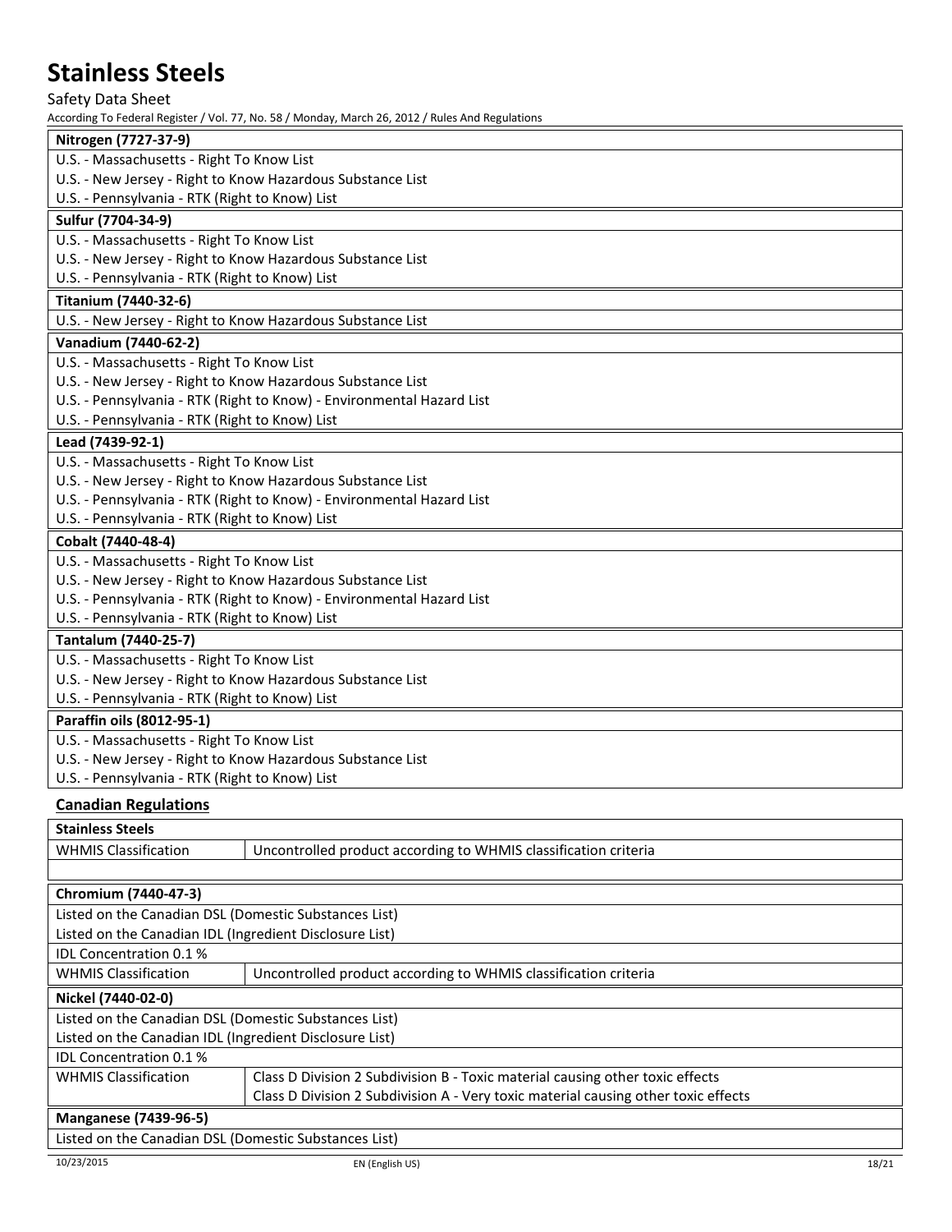| Nitrogen (7727-37-9) |
|---|
| U.S. - Massachusetts - Right To Know List |
| U.S. - New Jersey - Right to Know Hazardous Substance List |
| U.S. - Pennsylvania - RTK (Right to Know) List |

| Sulfur (7704-34-9) |
|---|
| U.S. - Massachusetts - Right To Know List |
| U.S. - New Jersey - Right to Know Hazardous Substance List |
| U.S. - Pennsylvania - RTK (Right to Know) List |

| Titanium (7440-32-6) |
|---|
| U.S. - New Jersey - Right to Know Hazardous Substance List |

| Vanadium (7440-62-2) |
|---|
| U.S. - Massachusetts - Right To Know List |
| U.S. - New Jersey - Right to Know Hazardous Substance List |
| U.S. - Pennsylvania - RTK (Right to Know) - Environmental Hazard List |
| U.S. - Pennsylvania - RTK (Right to Know) List |

| Lead (7439-92-1) |
|---|
| U.S. - Massachusetts - Right To Know List |
| U.S. - New Jersey - Right to Know Hazardous Substance List |
| U.S. - Pennsylvania - RTK (Right to Know) - Environmental Hazard List |
| U.S. - Pennsylvania - RTK (Right to Know) List |

| Cobalt (7440-48-4) |
|---|
| U.S. - Massachusetts - Right To Know List |
| U.S. - New Jersey - Right to Know Hazardous Substance List |
| U.S. - Pennsylvania - RTK (Right to Know) - Environmental Hazard List |
| U.S. - Pennsylvania - RTK (Right to Know) List |

| Tantalum (7440-25-7) |
|---|
| U.S. - Massachusetts - Right To Know List |
| U.S. - New Jersey - Right to Know Hazardous Substance List |
| U.S. - Pennsylvania - RTK (Right to Know) List |

| Paraffin oils (8012-95-1) |
|---|
| U.S. - Massachusetts - Right To Know List |
| U.S. - New Jersey - Right to Know Hazardous Substance List |
| U.S. - Pennsylvania - RTK (Right to Know) List |

## Canadian Regulations

| Stainless Steels | |
|---|---|
| WHMIS Classification | Uncontrolled product according to WHMIS classification criteria |

| Chromium (7440-47-3) | |
|---|---|
| Listed on the Canadian DSL (Domestic Substances List) | |
| Listed on the Canadian IDL (Ingredient Disclosure List) | |
| IDL Concentration 0.1 % | |
| WHMIS Classification | Uncontrolled product according to WHMIS classification criteria |

| Nickel (7440-02-0) | |
|---|---|
| Listed on the Canadian DSL (Domestic Substances List) | |
| Listed on the Canadian IDL (Ingredient Disclosure List) | |
| IDL Concentration 0.1 % | |
| WHMIS Classification | Class D Division 2 Subdivision B - Toxic material causing other toxic effects<br>Class D Division 2 Subdivision A - Very toxic material causing other toxic effects |

| Manganese (7439-96-5) |
|---|
| Listed on the Canadian DSL (Domestic Substances List) |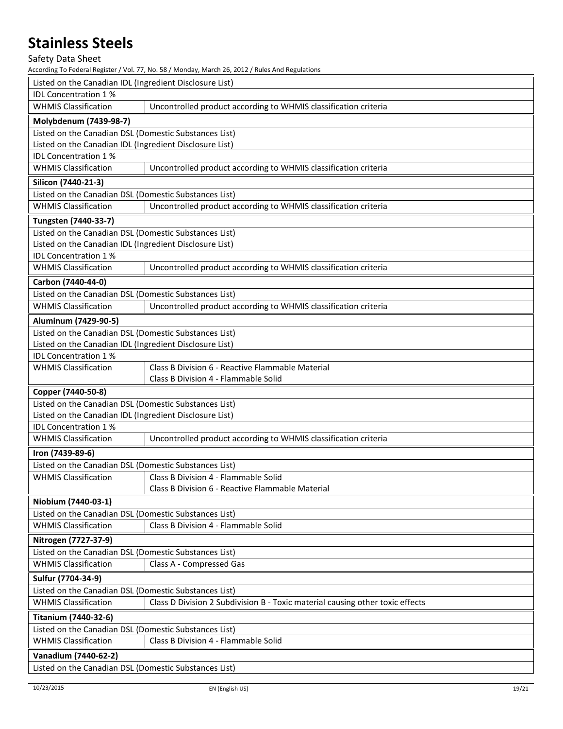| Listed on the Canadian IDL (Ingredient Disclosure List) | |
|---|---|
| IDL Concentration 1 % | |
| WHMIS Classification | Uncontrolled product according to WHMIS classification criteria |

| **Molybdenum (7439-98-7)** | |
|---|---|
| Listed on the Canadian DSL (Domestic Substances List) | |
| Listed on the Canadian IDL (Ingredient Disclosure List) | |
| IDL Concentration 1 % | |
| WHMIS Classification | Uncontrolled product according to WHMIS classification criteria |

| **Silicon (7440-21-3)** | |
|---|---|
| Listed on the Canadian DSL (Domestic Substances List) | |
| WHMIS Classification | Uncontrolled product according to WHMIS classification criteria |

| **Tungsten (7440-33-7)** | |
|---|---|
| Listed on the Canadian DSL (Domestic Substances List) | |
| Listed on the Canadian IDL (Ingredient Disclosure List) | |
| IDL Concentration 1 % | |
| WHMIS Classification | Uncontrolled product according to WHMIS classification criteria |

| **Carbon (7440-44-0)** | |
|---|---|
| Listed on the Canadian DSL (Domestic Substances List) | |
| WHMIS Classification | Uncontrolled product according to WHMIS classification criteria |

| **Aluminum (7429-90-5)** | |
|---|---|
| Listed on the Canadian DSL (Domestic Substances List) | |
| Listed on the Canadian IDL (Ingredient Disclosure List) | |
| IDL Concentration 1 % | |
| WHMIS Classification | Class B Division 6 - Reactive Flammable Material<br>Class B Division 4 - Flammable Solid |

| **Copper (7440-50-8)** | |
|---|---|
| Listed on the Canadian DSL (Domestic Substances List) | |
| Listed on the Canadian IDL (Ingredient Disclosure List) | |
| IDL Concentration 1 % | |
| WHMIS Classification | Uncontrolled product according to WHMIS classification criteria |

| **Iron (7439-89-6)** | |
|---|---|
| Listed on the Canadian DSL (Domestic Substances List) | |
| WHMIS Classification | Class B Division 4 - Flammable Solid<br>Class B Division 6 - Reactive Flammable Material |

| **Niobium (7440-03-1)** | |
|---|---|
| Listed on the Canadian DSL (Domestic Substances List) | |
| WHMIS Classification | Class B Division 4 - Flammable Solid |

| **Nitrogen (7727-37-9)** | |
|---|---|
| Listed on the Canadian DSL (Domestic Substances List) | |
| WHMIS Classification | Class A - Compressed Gas |

| **Sulfur (7704-34-9)** | |
|---|---|
| Listed on the Canadian DSL (Domestic Substances List) | |
| WHMIS Classification | Class D Division 2 Subdivision B - Toxic material causing other toxic effects |

| **Titanium (7440-32-6)** | |
|---|---|
| Listed on the Canadian DSL (Domestic Substances List) | |
| WHMIS Classification | Class B Division 4 - Flammable Solid |

| **Vanadium (7440-62-2)** | |
|---|---|
| Listed on the Canadian DSL (Domestic Substances List) | |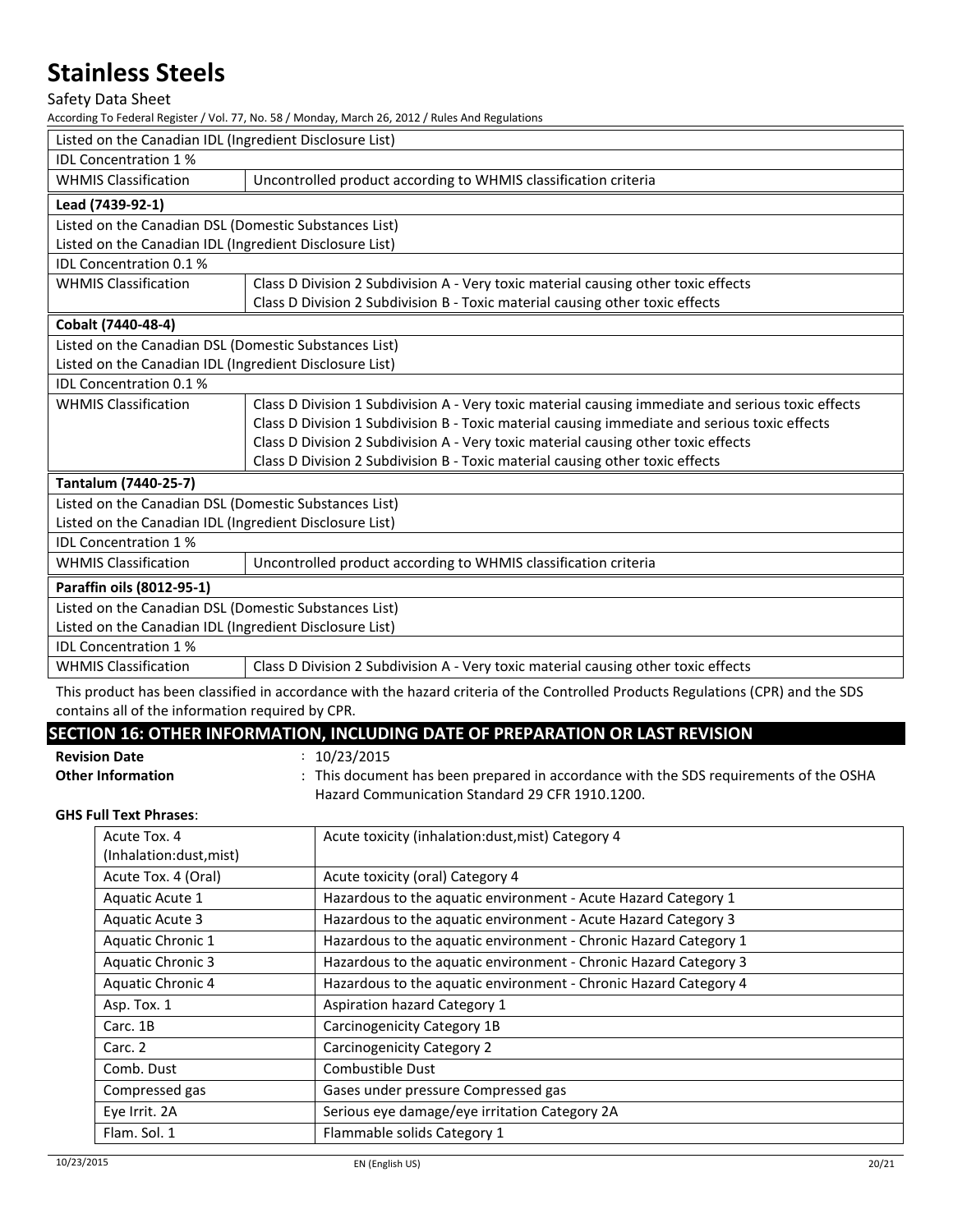| Listed on the Canadian IDL (Ingredient Disclosure List) | |
|---|---|
| IDL Concentration 1 % | |
| WHMIS Classification | Uncontrolled product according to WHMIS classification criteria |

| **Lead (7439-92-1)** | |
|---|---|
| Listed on the Canadian DSL (Domestic Substances List) | |
| Listed on the Canadian IDL (Ingredient Disclosure List) | |
| IDL Concentration 0.1 % | |
| WHMIS Classification | Class D Division 2 Subdivision A - Very toxic material causing other toxic effects<br>Class D Division 2 Subdivision B - Toxic material causing other toxic effects |

| **Cobalt (7440-48-4)** | |
|---|---|
| Listed on the Canadian DSL (Domestic Substances List) | |
| Listed on the Canadian IDL (Ingredient Disclosure List) | |
| IDL Concentration 0.1 % | |
| WHMIS Classification | Class D Division 1 Subdivision A - Very toxic material causing immediate and serious toxic effects<br>Class D Division 1 Subdivision B - Toxic material causing immediate and serious toxic effects<br>Class D Division 2 Subdivision A - Very toxic material causing other toxic effects<br>Class D Division 2 Subdivision B - Toxic material causing other toxic effects |

| **Tantalum (7440-25-7)** | |
|---|---|
| Listed on the Canadian DSL (Domestic Substances List) | |
| Listed on the Canadian IDL (Ingredient Disclosure List) | |
| IDL Concentration 1 % | |
| WHMIS Classification | Uncontrolled product according to WHMIS classification criteria |

| **Paraffin oils (8012-95-1)** | |
|---|---|
| Listed on the Canadian DSL (Domestic Substances List) | |
| Listed on the Canadian IDL (Ingredient Disclosure List) | |
| IDL Concentration 1 % | |
| WHMIS Classification | Class D Division 2 Subdivision A - Very toxic material causing other toxic effects |

This product has been classified in accordance with the hazard criteria of the Controlled Products Regulations (CPR) and the SDS contains all of the information required by CPR.

## SECTION 16: OTHER INFORMATION, INCLUDING DATE OF PREPARATION OR LAST REVISION

**Revision Date** : 10/23/2015

**Other Information** : This document has been prepared in accordance with the SDS requirements of the OSHA Hazard Communication Standard 29 CFR 1910.1200.

**GHS Full Text Phrases**:

| | |
|---|---|
| Acute Tox. 4 (Inhalation:dust,mist) | Acute toxicity (inhalation:dust,mist) Category 4 |
| Acute Tox. 4 (Oral) | Acute toxicity (oral) Category 4 |
| Aquatic Acute 1 | Hazardous to the aquatic environment - Acute Hazard Category 1 |
| Aquatic Acute 3 | Hazardous to the aquatic environment - Acute Hazard Category 3 |
| Aquatic Chronic 1 | Hazardous to the aquatic environment - Chronic Hazard Category 1 |
| Aquatic Chronic 3 | Hazardous to the aquatic environment - Chronic Hazard Category 3 |
| Aquatic Chronic 4 | Hazardous to the aquatic environment - Chronic Hazard Category 4 |
| Asp. Tox. 1 | Aspiration hazard Category 1 |
| Carc. 1B | Carcinogenicity Category 1B |
| Carc. 2 | Carcinogenicity Category 2 |
| Comb. Dust | Combustible Dust |
| Compressed gas | Gases under pressure Compressed gas |
| Eye Irrit. 2A | Serious eye damage/eye irritation Category 2A |
| Flam. Sol. 1 | Flammable solids Category 1 |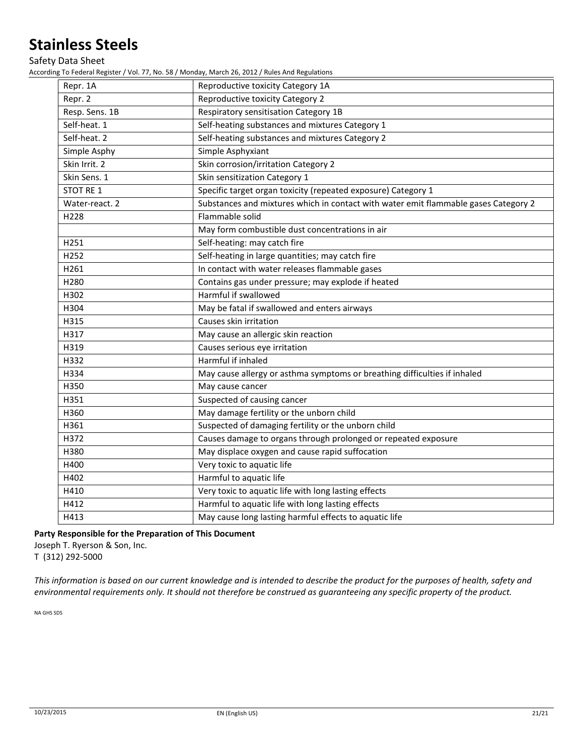| | |
|---|---|
| Repr. 1A | Reproductive toxicity Category 1A |
| Repr. 2 | Reproductive toxicity Category 2 |
| Resp. Sens. 1B | Respiratory sensitisation Category 1B |
| Self-heat. 1 | Self-heating substances and mixtures Category 1 |
| Self-heat. 2 | Self-heating substances and mixtures Category 2 |
| Simple Asphy | Simple Asphyxiant |
| Skin Irrit. 2 | Skin corrosion/irritation Category 2 |
| Skin Sens. 1 | Skin sensitization Category 1 |
| STOT RE 1 | Specific target organ toxicity (repeated exposure) Category 1 |
| Water-react. 2 | Substances and mixtures which in contact with water emit flammable gases Category 2 |
| H228 | Flammable solid |
| | May form combustible dust concentrations in air |
| H251 | Self-heating: may catch fire |
| H252 | Self-heating in large quantities; may catch fire |
| H261 | In contact with water releases flammable gases |
| H280 | Contains gas under pressure; may explode if heated |
| H302 | Harmful if swallowed |
| H304 | May be fatal if swallowed and enters airways |
| H315 | Causes skin irritation |
| H317 | May cause an allergic skin reaction |
| H319 | Causes serious eye irritation |
| H332 | Harmful if inhaled |
| H334 | May cause allergy or asthma symptoms or breathing difficulties if inhaled |
| H350 | May cause cancer |
| H351 | Suspected of causing cancer |
| H360 | May damage fertility or the unborn child |
| H361 | Suspected of damaging fertility or the unborn child |
| H372 | Causes damage to organs through prolonged or repeated exposure |
| H380 | May displace oxygen and cause rapid suffocation |
| H400 | Very toxic to aquatic life |
| H402 | Harmful to aquatic life |
| H410 | Very toxic to aquatic life with long lasting effects |
| H412 | Harmful to aquatic life with long lasting effects |
| H413 | May cause long lasting harmful effects to aquatic life |

**Party Responsible for the Preparation of This Document**

Joseph T. Ryerson & Son, Inc.
T (312) 292-5000

*This information is based on our current knowledge and is intended to describe the product for the purposes of health, safety and environmental requirements only. It should not therefore be construed as guaranteeing any specific property of the product.*

NA GHS SDS